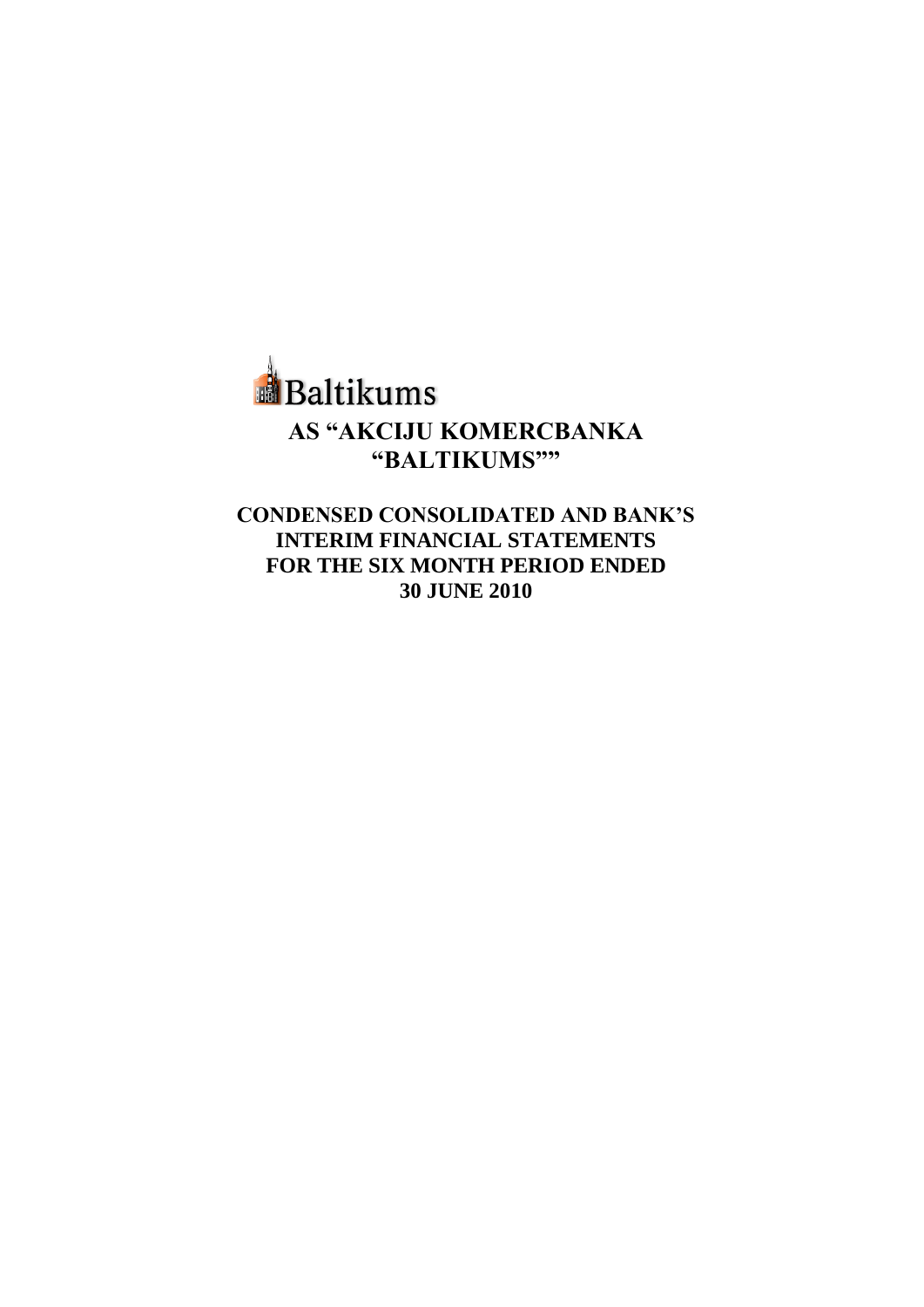Baltikums

# AS "AKCIJU KOMERCBANKA "BALTIKUMS""

## CONDENSED CONSOLIDATED AND BANK'S INTERIM FINANCIAL STATEMENTS FOR THE SIX MONTH PERIOD ENDED 30 JUNE 2010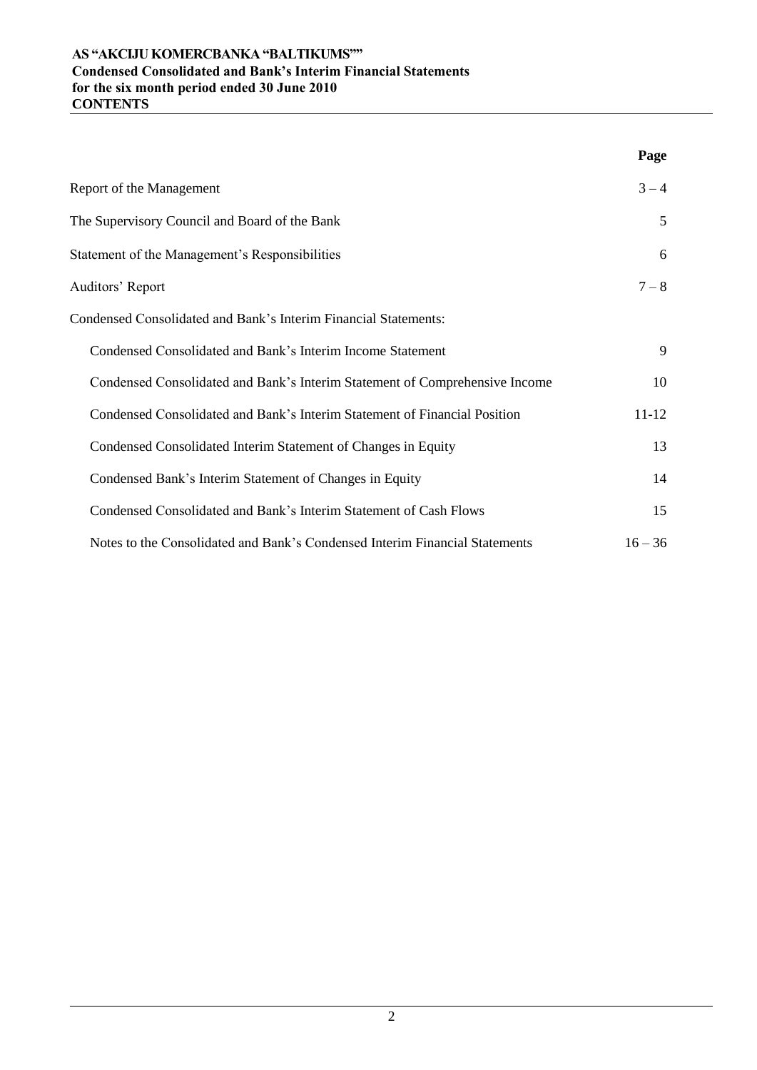# CONTENTS

| | Page |
|---|---|
| Report of the Management | 3 – 4 |
| The Supervisory Council and Board of the Bank | 5 |
| Statement of the Management's Responsibilities | 6 |
| Auditors' Report | 7 – 8 |
| Condensed Consolidated and Bank's Interim Financial Statements: | |
| Condensed Consolidated and Bank's Interim Income Statement | 9 |
| Condensed Consolidated and Bank's Interim Statement of Comprehensive Income | 10 |
| Condensed Consolidated and Bank's Interim Statement of Financial Position | 11-12 |
| Condensed Consolidated Interim Statement of Changes in Equity | 13 |
| Condensed Bank's Interim Statement of Changes in Equity | 14 |
| Condensed Consolidated and Bank's Interim Statement of Cash Flows | 15 |
| Notes to the Consolidated and Bank's Condensed Interim Financial Statements | 16 – 36 |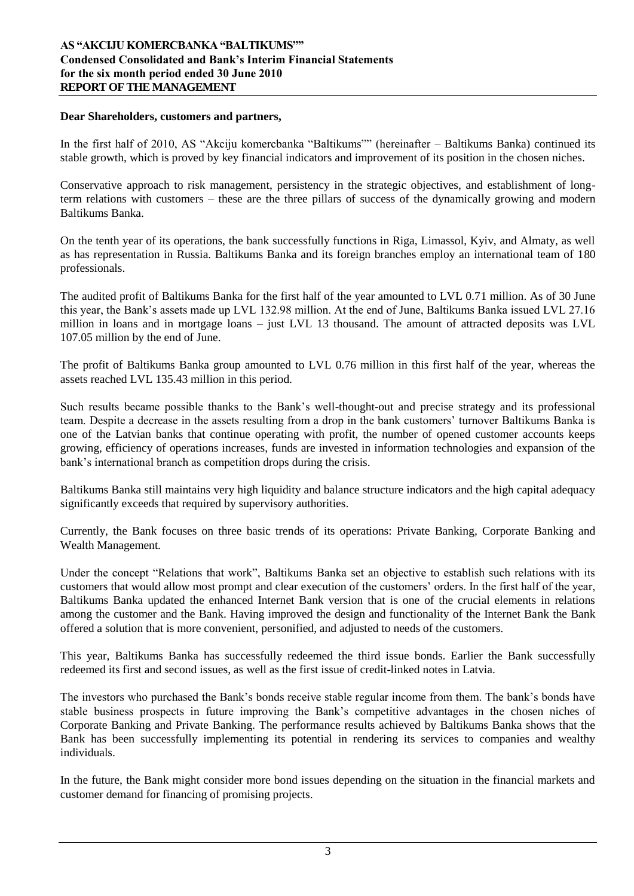**Dear Shareholders, customers and partners,**

In the first half of 2010, AS "Akciju komercbanka "Baltikums"" (hereinafter – Baltikums Banka) continued its stable growth, which is proved by key financial indicators and improvement of its position in the chosen niches.

Conservative approach to risk management, persistency in the strategic objectives, and establishment of long-term relations with customers – these are the three pillars of success of the dynamically growing and modern Baltikums Banka.

On the tenth year of its operations, the bank successfully functions in Riga, Limassol, Kyiv, and Almaty, as well as has representation in Russia. Baltikums Banka and its foreign branches employ an international team of 180 professionals.

The audited profit of Baltikums Banka for the first half of the year amounted to LVL 0.71 million. As of 30 June this year, the Bank's assets made up LVL 132.98 million. At the end of June, Baltikums Banka issued LVL 27.16 million in loans and in mortgage loans – just LVL 13 thousand. The amount of attracted deposits was LVL 107.05 million by the end of June.

The profit of Baltikums Banka group amounted to LVL 0.76 million in this first half of the year, whereas the assets reached LVL 135.43 million in this period.

Such results became possible thanks to the Bank's well-thought-out and precise strategy and its professional team. Despite a decrease in the assets resulting from a drop in the bank customers' turnover Baltikums Banka is one of the Latvian banks that continue operating with profit, the number of opened customer accounts keeps growing, efficiency of operations increases, funds are invested in information technologies and expansion of the bank's international branch as competition drops during the crisis.

Baltikums Banka still maintains very high liquidity and balance structure indicators and the high capital adequacy significantly exceeds that required by supervisory authorities.

Currently, the Bank focuses on three basic trends of its operations: Private Banking, Corporate Banking and Wealth Management.

Under the concept "Relations that work", Baltikums Banka set an objective to establish such relations with its customers that would allow most prompt and clear execution of the customers' orders. In the first half of the year, Baltikums Banka updated the enhanced Internet Bank version that is one of the crucial elements in relations among the customer and the Bank. Having improved the design and functionality of the Internet Bank the Bank offered a solution that is more convenient, personified, and adjusted to needs of the customers.

This year, Baltikums Banka has successfully redeemed the third issue bonds. Earlier the Bank successfully redeemed its first and second issues, as well as the first issue of credit-linked notes in Latvia.

The investors who purchased the Bank's bonds receive stable regular income from them. The bank's bonds have stable business prospects in future improving the Bank's competitive advantages in the chosen niches of Corporate Banking and Private Banking. The performance results achieved by Baltikums Banka shows that the Bank has been successfully implementing its potential in rendering its services to companies and wealthy individuals.

In the future, the Bank might consider more bond issues depending on the situation in the financial markets and customer demand for financing of promising projects.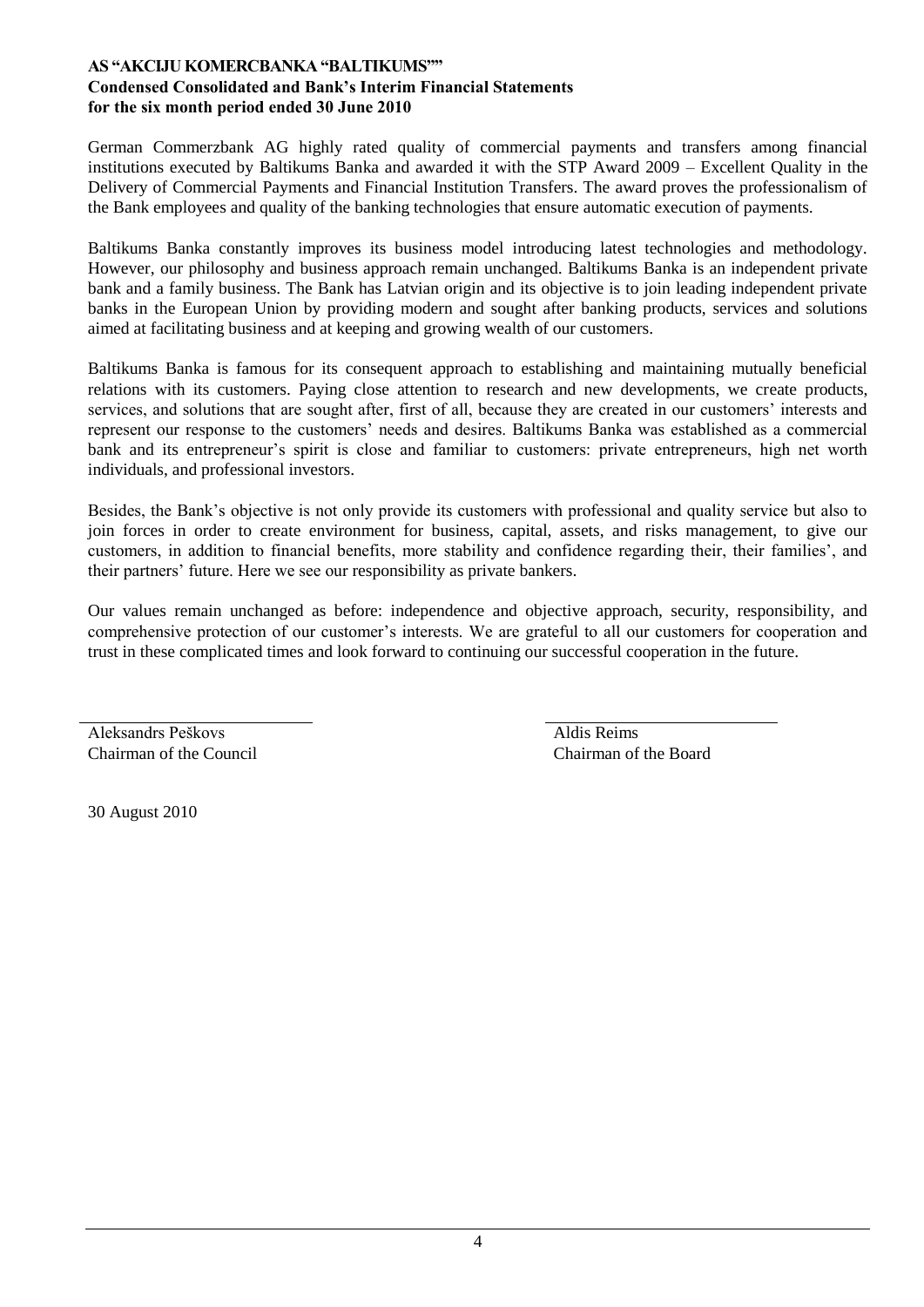German Commerzbank AG highly rated quality of commercial payments and transfers among financial institutions executed by Baltikums Banka and awarded it with the STP Award 2009 – Excellent Quality in the Delivery of Commercial Payments and Financial Institution Transfers. The award proves the professionalism of the Bank employees and quality of the banking technologies that ensure automatic execution of payments.

Baltikums Banka constantly improves its business model introducing latest technologies and methodology. However, our philosophy and business approach remain unchanged. Baltikums Banka is an independent private bank and a family business. The Bank has Latvian origin and its objective is to join leading independent private banks in the European Union by providing modern and sought after banking products, services and solutions aimed at facilitating business and at keeping and growing wealth of our customers.

Baltikums Banka is famous for its consequent approach to establishing and maintaining mutually beneficial relations with its customers. Paying close attention to research and new developments, we create products, services, and solutions that are sought after, first of all, because they are created in our customers' interests and represent our response to the customers' needs and desires. Baltikums Banka was established as a commercial bank and its entrepreneur's spirit is close and familiar to customers: private entrepreneurs, high net worth individuals, and professional investors.

Besides, the Bank's objective is not only provide its customers with professional and quality service but also to join forces in order to create environment for business, capital, assets, and risks management, to give our customers, in addition to financial benefits, more stability and confidence regarding their, their families', and their partners' future. Here we see our responsibility as private bankers.

Our values remain unchanged as before: independence and objective approach, security, responsibility, and comprehensive protection of our customer's interests. We are grateful to all our customers for cooperation and trust in these complicated times and look forward to continuing our successful cooperation in the future.

| | |
|---|---|
| Aleksandrs Peškovs | Aldis Reims |
| Chairman of the Council | Chairman of the Board |

30 August 2010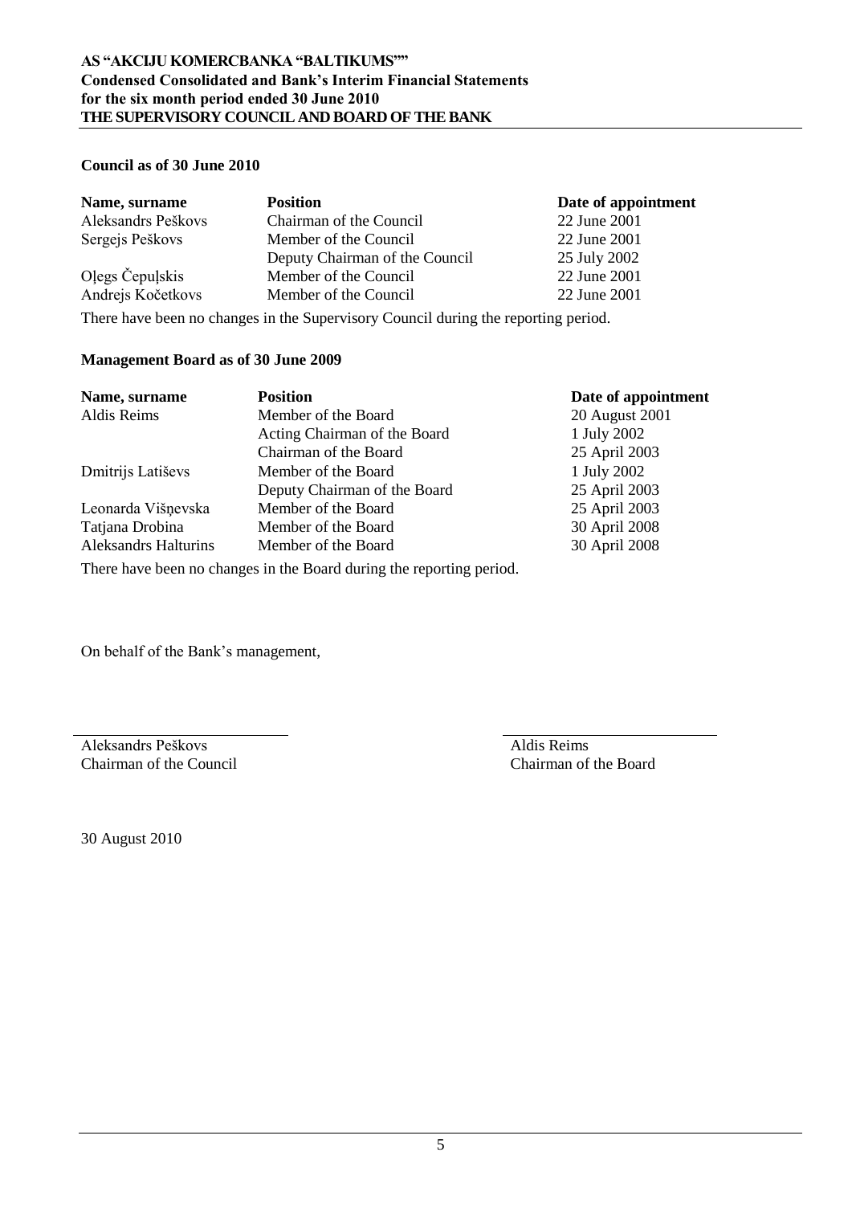**Council as of 30 June 2010**

| Name, surname | Position | Date of appointment |
|---|---|---|
| Aleksandrs Peškovs | Chairman of the Council | 22 June 2001 |
| Sergejs Peškovs | Member of the Council | 22 June 2001 |
| | Deputy Chairman of the Council | 25 July 2002 |
| Oļegs Čepuļskis | Member of the Council | 22 June 2001 |
| Andrejs Kočetkovs | Member of the Council | 22 June 2001 |

There have been no changes in the Supervisory Council during the reporting period.

**Management Board as of 30 June 2009**

| Name, surname | Position | Date of appointment |
|---|---|---|
| Aldis Reims | Member of the Board | 20 August 2001 |
| | Acting Chairman of the Board | 1 July 2002 |
| | Chairman of the Board | 25 April 2003 |
| Dmitrijs Latiševs | Member of the Board | 1 July 2002 |
| | Deputy Chairman of the Board | 25 April 2003 |
| Leonarda Višņevska | Member of the Board | 25 April 2003 |
| Tatjana Drobina | Member of the Board | 30 April 2008 |
| Aleksandrs Halturins | Member of the Board | 30 April 2008 |

There have been no changes in the Board during the reporting period.

On behalf of the Bank's management,

Aleksandrs Peškovs
Chairman of the Council

Aldis Reims
Chairman of the Board

30 August 2010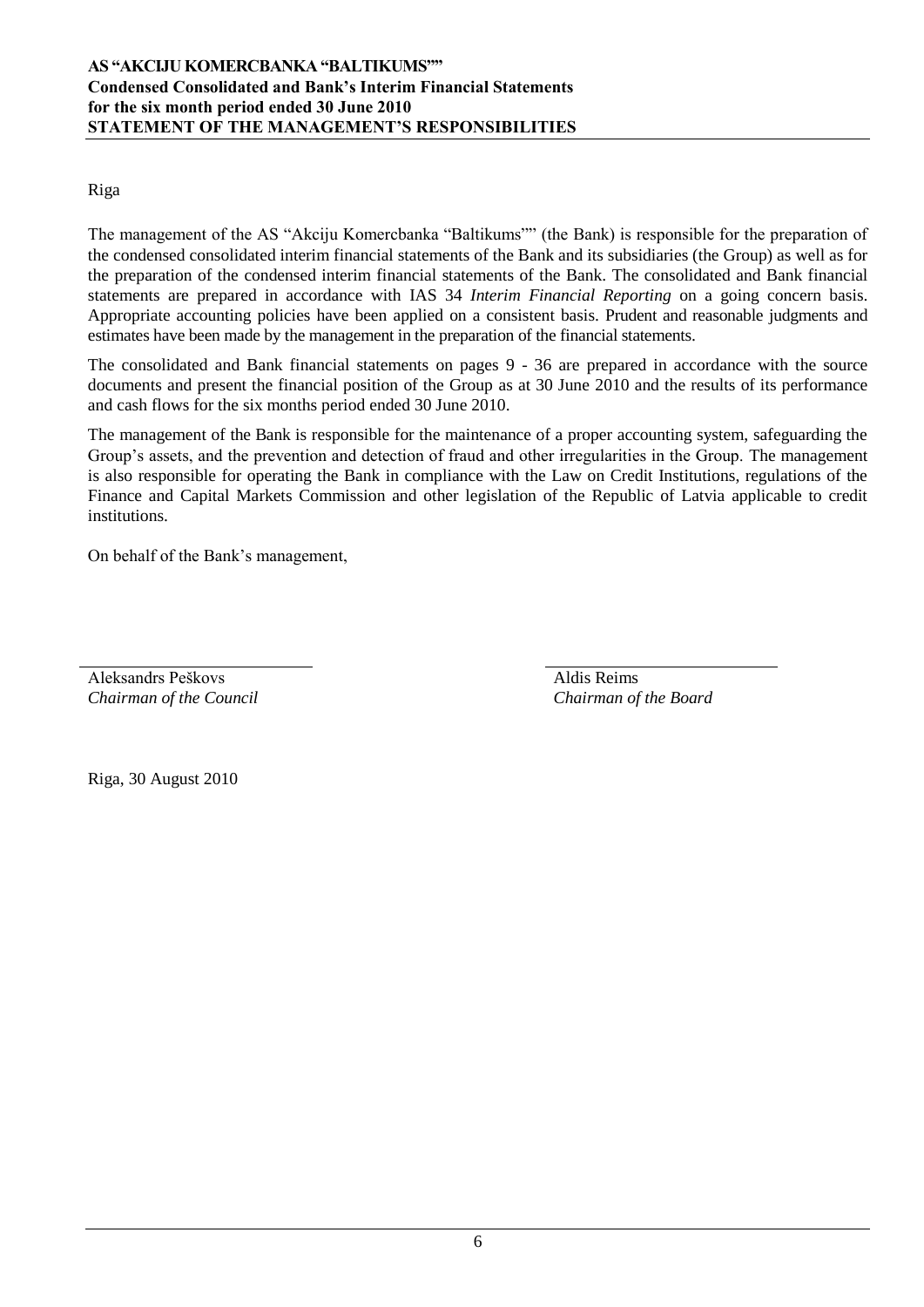## STATEMENT OF THE MANAGEMENT'S RESPONSIBILITIES

Riga

The management of the AS "Akciju Komercbanka "Baltikums"" (the Bank) is responsible for the preparation of the condensed consolidated interim financial statements of the Bank and its subsidiaries (the Group) as well as for the preparation of the condensed interim financial statements of the Bank. The consolidated and Bank financial statements are prepared in accordance with IAS 34 *Interim Financial Reporting* on a going concern basis. Appropriate accounting policies have been applied on a consistent basis. Prudent and reasonable judgments and estimates have been made by the management in the preparation of the financial statements.

The consolidated and Bank financial statements on pages 9 - 36 are prepared in accordance with the source documents and present the financial position of the Group as at 30 June 2010 and the results of its performance and cash flows for the six months period ended 30 June 2010.

The management of the Bank is responsible for the maintenance of a proper accounting system, safeguarding the Group's assets, and the prevention and detection of fraud and other irregularities in the Group. The management is also responsible for operating the Bank in compliance with the Law on Credit Institutions, regulations of the Finance and Capital Markets Commission and other legislation of the Republic of Latvia applicable to credit institutions.

On behalf of the Bank's management,

| | |
|---|---|
| Aleksandrs Peškovs | Aldis Reims |
| *Chairman of the Council* | *Chairman of the Board* |

Riga, 30 August 2010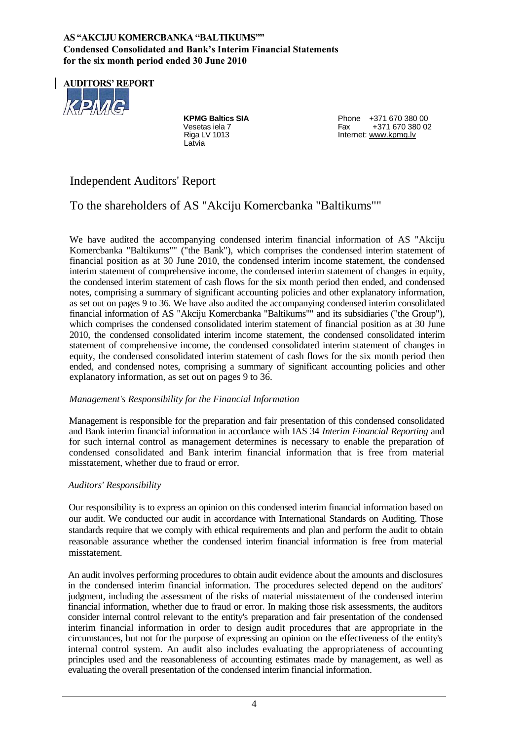## AUDITORS' REPORT

**KPMG Baltics SIA**
Vesetas iela 7
Riga LV 1013
Latvia

Phone +371 670 380 00
Fax +371 670 380 02
Internet: www.kpmg.lv

# Independent Auditors' Report

## To the shareholders of AS "Akciju Komercbanka "Baltikums""

We have audited the accompanying condensed interim financial information of AS "Akciju Komercbanka "Baltikums"" ("the Bank"), which comprises the condensed interim statement of financial position as at 30 June 2010, the condensed interim income statement, the condensed interim statement of comprehensive income, the condensed interim statement of changes in equity, the condensed interim statement of cash flows for the six month period then ended, and condensed notes, comprising a summary of significant accounting policies and other explanatory information, as set out on pages 9 to 36. We have also audited the accompanying condensed interim consolidated financial information of AS "Akciju Komercbanka "Baltikums"" and its subsidiaries ("the Group"), which comprises the condensed consolidated interim statement of financial position as at 30 June 2010, the condensed consolidated interim income statement, the condensed consolidated interim statement of comprehensive income, the condensed consolidated interim statement of changes in equity, the condensed consolidated interim statement of cash flows for the six month period then ended, and condensed notes, comprising a summary of significant accounting policies and other explanatory information, as set out on pages 9 to 36.

*Management's Responsibility for the Financial Information*

Management is responsible for the preparation and fair presentation of this condensed consolidated and Bank interim financial information in accordance with IAS 34 *Interim Financial Reporting* and for such internal control as management determines is necessary to enable the preparation of condensed consolidated and Bank interim financial information that is free from material misstatement, whether due to fraud or error.

*Auditors' Responsibility*

Our responsibility is to express an opinion on this condensed interim financial information based on our audit. We conducted our audit in accordance with International Standards on Auditing. Those standards require that we comply with ethical requirements and plan and perform the audit to obtain reasonable assurance whether the condensed interim financial information is free from material misstatement.

An audit involves performing procedures to obtain audit evidence about the amounts and disclosures in the condensed interim financial information. The procedures selected depend on the auditors' judgment, including the assessment of the risks of material misstatement of the condensed interim financial information, whether due to fraud or error. In making those risk assessments, the auditors consider internal control relevant to the entity's preparation and fair presentation of the condensed interim financial information in order to design audit procedures that are appropriate in the circumstances, but not for the purpose of expressing an opinion on the effectiveness of the entity's internal control system. An audit also includes evaluating the appropriateness of accounting principles used and the reasonableness of accounting estimates made by management, as well as evaluating the overall presentation of the condensed interim financial information.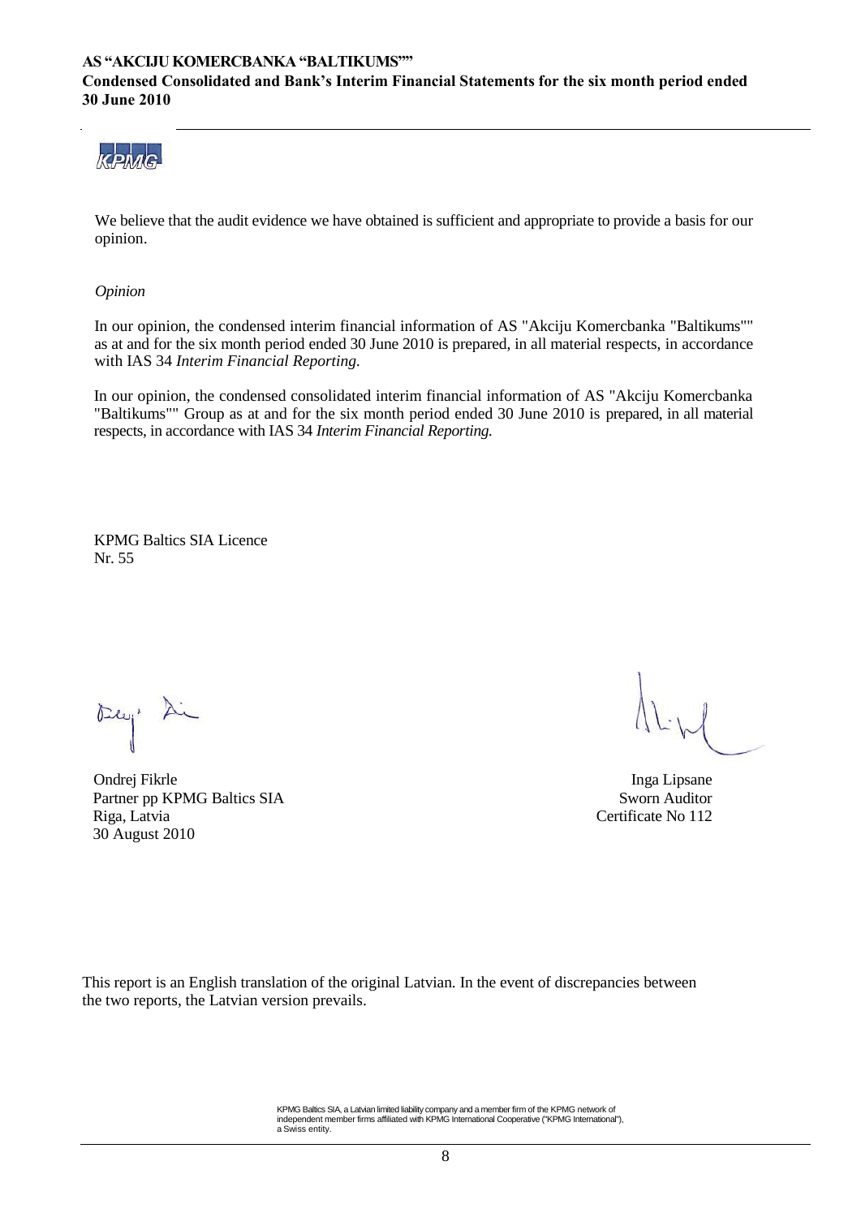We believe that the audit evidence we have obtained is sufficient and appropriate to provide a basis for our opinion.

*Opinion*

In our opinion, the condensed interim financial information of AS "Akciju Komercbanka "Baltikums"" as at and for the six month period ended 30 June 2010 is prepared, in all material respects, in accordance with IAS 34 *Interim Financial Reporting*.

In our opinion, the condensed consolidated interim financial information of AS "Akciju Komercbanka "Baltikums"" Group as at and for the six month period ended 30 June 2010 is prepared, in all material respects, in accordance with IAS 34 *Interim Financial Reporting.*

KPMG Baltics SIA Licence
Nr. 55

Ondrej Fikrle
Partner pp KPMG Baltics SIA
Riga, Latvia
30 August 2010

Inga Lipsane
Sworn Auditor
Certificate No 112

This report is an English translation of the original Latvian. In the event of discrepancies between the two reports, the Latvian version prevails.

KPMG Baltics SIA, a Latvian limited liability company and a member firm of the KPMG network of independent member firms affiliated with KPMG International Cooperative ("KPMG International"), a Swiss entity.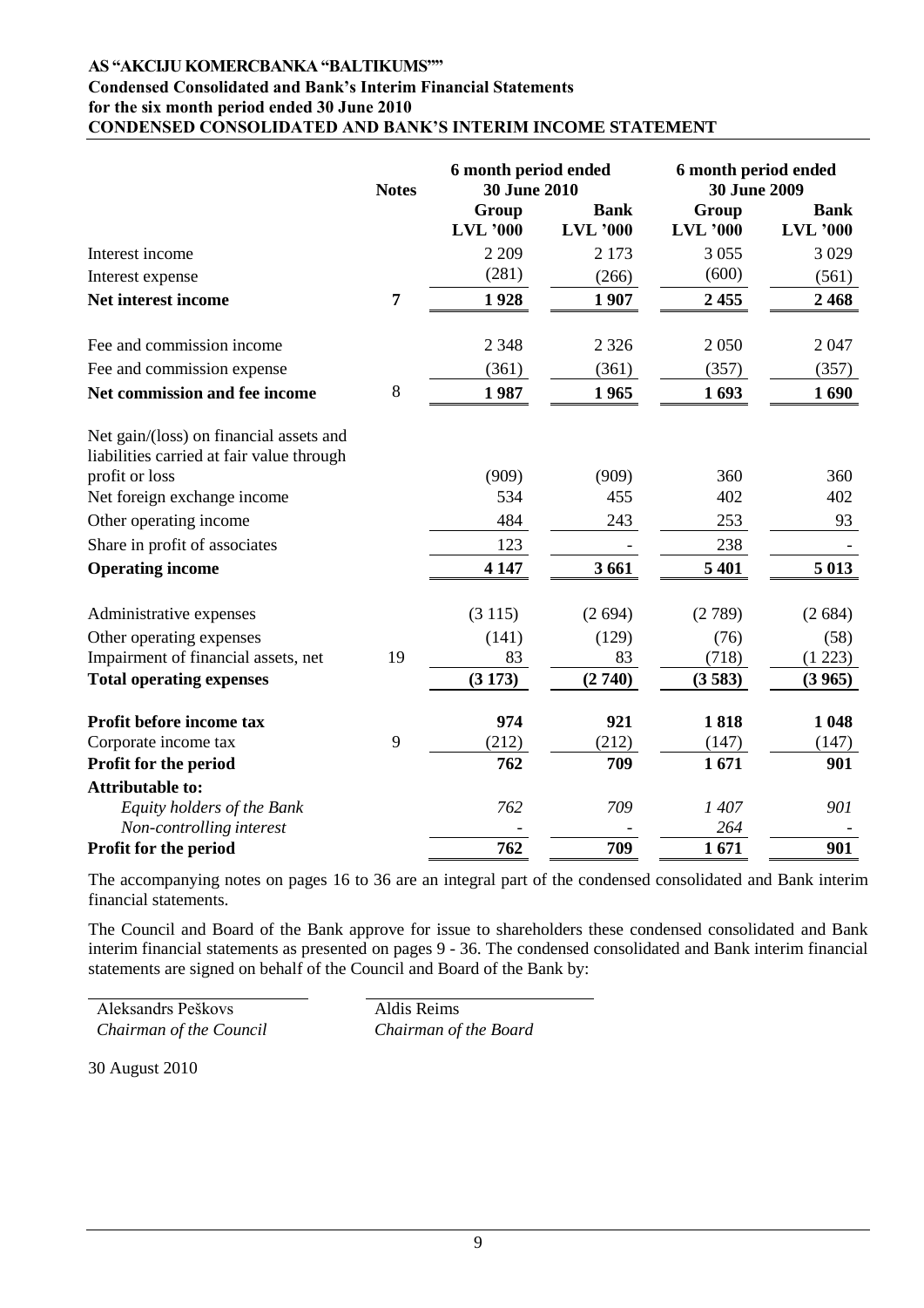**AS "AKCIJU KOMERCBANKA "BALTIKUMS""**
**Condensed Consolidated and Bank's Interim Financial Statements**
**for the six month period ended 30 June 2010**

# CONDENSED CONSOLIDATED AND BANK'S INTERIM INCOME STATEMENT

| | Notes | 6 month period ended 30 June 2010 | | 6 month period ended 30 June 2009 | |
|---|---|---|---|---|---|
| | | Group LVL '000 | Bank LVL '000 | Group LVL '000 | Bank LVL '000 |
| Interest income | | 2 209 | 2 173 | 3 055 | 3 029 |
| Interest expense | | (281) | (266) | (600) | (561) |
| **Net interest income** | **7** | **1 928** | **1 907** | **2 455** | **2 468** |
| Fee and commission income | | 2 348 | 2 326 | 2 050 | 2 047 |
| Fee and commission expense | | (361) | (361) | (357) | (357) |
| **Net commission and fee income** | 8 | **1 987** | **1 965** | **1 693** | **1 690** |
| Net gain/(loss) on financial assets and liabilities carried at fair value through profit or loss | | (909) | (909) | 360 | 360 |
| Net foreign exchange income | | 534 | 455 | 402 | 402 |
| Other operating income | | 484 | 243 | 253 | 93 |
| Share in profit of associates | | 123 | - | 238 | - |
| **Operating income** | | **4 147** | **3 661** | **5 401** | **5 013** |
| Administrative expenses | | (3 115) | (2 694) | (2 789) | (2 684) |
| Other operating expenses | | (141) | (129) | (76) | (58) |
| Impairment of financial assets, net | 19 | 83 | 83 | (718) | (1 223) |
| **Total operating expenses** | | **(3 173)** | **(2 740)** | **(3 583)** | **(3 965)** |
| **Profit before income tax** | | **974** | **921** | **1 818** | **1 048** |
| Corporate income tax | 9 | (212) | (212) | (147) | (147) |
| **Profit for the period** | | **762** | **709** | **1 671** | **901** |
| **Attributable to:** | | | | | |
| *Equity holders of the Bank* | | *762* | *709* | *1 407* | *901* |
| *Non-controlling interest* | | - | - | *264* | - |
| **Profit for the period** | | **762** | **709** | **1 671** | **901** |

The accompanying notes on pages 16 to 36 are an integral part of the condensed consolidated and Bank interim financial statements.

The Council and Board of the Bank approve for issue to shareholders these condensed consolidated and Bank interim financial statements as presented on pages 9 - 36. The condensed consolidated and Bank interim financial statements are signed on behalf of the Council and Board of the Bank by:

| | |
|---|---|
| Aleksandrs Peškovs | Aldis Reims |
| *Chairman of the Council* | *Chairman of the Board* |

30 August 2010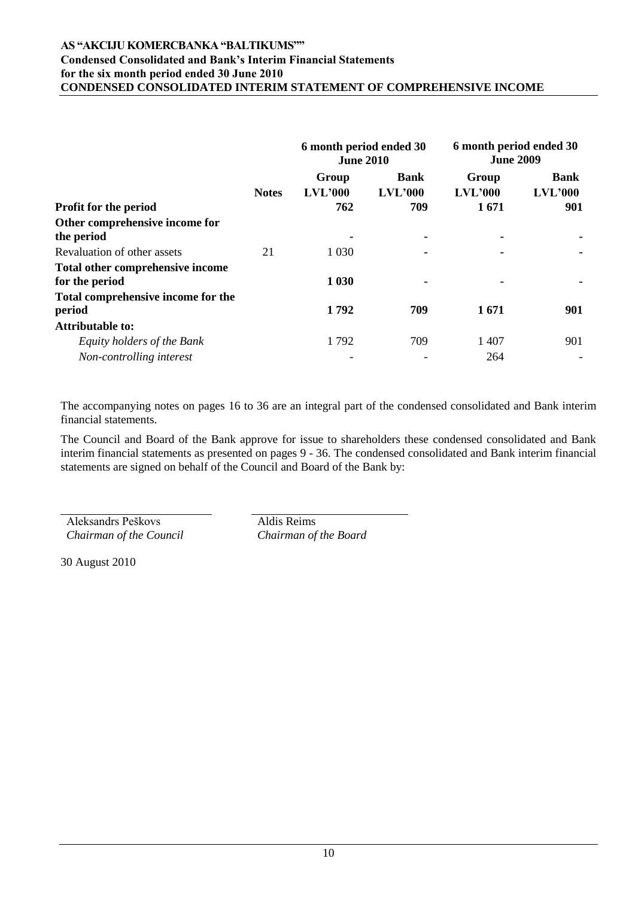**AS "AKCIJU KOMERCBANKA "BALTIKUMS""**
**Condensed Consolidated and Bank's Interim Financial Statements**
**for the six month period ended 30 June 2010**
**CONDENSED CONSOLIDATED INTERIM STATEMENT OF COMPREHENSIVE INCOME**

| | | 6 month period ended 30 June 2010 | | 6 month period ended 30 June 2009 | |
|---|---|---|---|---|---|
| | **Notes** | **Group LVL'000** | **Bank LVL'000** | **Group LVL'000** | **Bank LVL'000** |
| **Profit for the period** | | **762** | **709** | **1 671** | **901** |
| **Other comprehensive income for the period** | | **-** | **-** | **-** | **-** |
| Revaluation of other assets | 21 | 1 030 | - | - | - |
| **Total other comprehensive income for the period** | | **1 030** | **-** | **-** | **-** |
| **Total comprehensive income for the period** | | **1 792** | **709** | **1 671** | **901** |
| **Attributable to:** | | | | | |
| *Equity holders of the Bank* | | 1 792 | 709 | 1 407 | 901 |
| *Non-controlling interest* | | - | - | 264 | - |

The accompanying notes on pages 16 to 36 are an integral part of the condensed consolidated and Bank interim financial statements.

The Council and Board of the Bank approve for issue to shareholders these condensed consolidated and Bank interim financial statements as presented on pages 9 - 36. The condensed consolidated and Bank interim financial statements are signed on behalf of the Council and Board of the Bank by:

Aleksandrs Peškovs
*Chairman of the Council*

Aldis Reims
*Chairman of the Board*

30 August 2010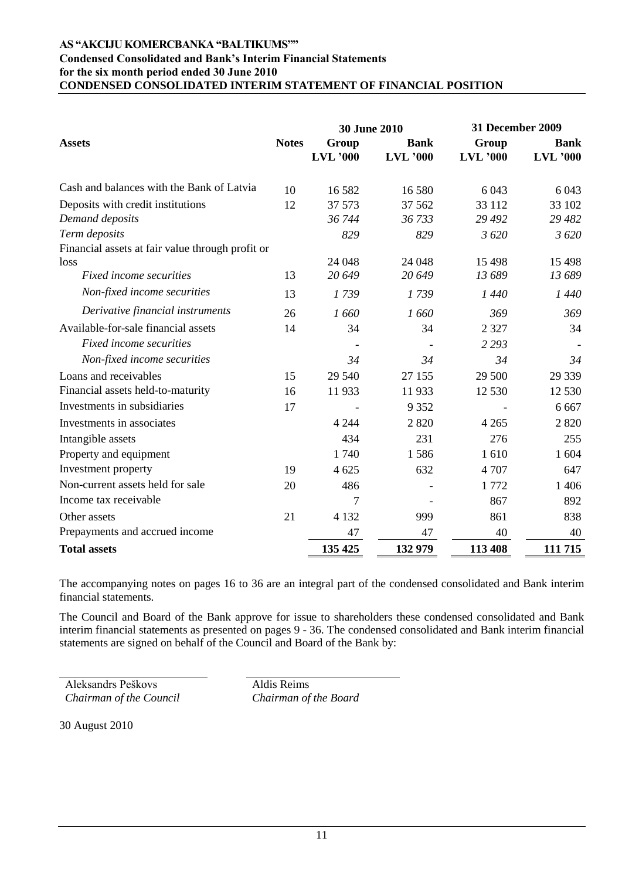**AS "AKCIJU KOMERCBANKA "BALTIKUMS""**
**Condensed Consolidated and Bank's Interim Financial Statements**
**for the six month period ended 30 June 2010**
**CONDENSED CONSOLIDATED INTERIM STATEMENT OF FINANCIAL POSITION**

| | | 30 June 2010 | | 31 December 2009 | |
|---|---|---|---|---|---|
| **Assets** | **Notes** | **Group LVL '000** | **Bank LVL '000** | **Group LVL '000** | **Bank LVL '000** |
| Cash and balances with the Bank of Latvia | 10 | 16 582 | 16 580 | 6 043 | 6 043 |
| Deposits with credit institutions | 12 | 37 573 | 37 562 | 33 112 | 33 102 |
| *Demand deposits* | | *36 744* | *36 733* | *29 492* | *29 482* |
| *Term deposits* | | *829* | *829* | *3 620* | *3 620* |
| Financial assets at fair value through profit or loss | | 24 048 | 24 048 | 15 498 | 15 498 |
| *Fixed income securities* | 13 | *20 649* | *20 649* | *13 689* | *13 689* |
| *Non-fixed income securities* | 13 | *1 739* | *1 739* | *1 440* | *1 440* |
| *Derivative financial instruments* | 26 | *1 660* | *1 660* | *369* | *369* |
| Available-for-sale financial assets | 14 | 34 | 34 | 2 327 | 34 |
| *Fixed income securities* | | - | - | *2 293* | - |
| *Non-fixed income securities* | | *34* | *34* | *34* | *34* |
| Loans and receivables | 15 | 29 540 | 27 155 | 29 500 | 29 339 |
| Financial assets held-to-maturity | 16 | 11 933 | 11 933 | 12 530 | 12 530 |
| Investments in subsidiaries | 17 | - | 9 352 | - | 6 667 |
| Investments in associates | | 4 244 | 2 820 | 4 265 | 2 820 |
| Intangible assets | | 434 | 231 | 276 | 255 |
| Property and equipment | | 1 740 | 1 586 | 1 610 | 1 604 |
| Investment property | 19 | 4 625 | 632 | 4 707 | 647 |
| Non-current assets held for sale | 20 | 486 | - | 1 772 | 1 406 |
| Income tax receivable | | 7 | - | 867 | 892 |
| Other assets | 21 | 4 132 | 999 | 861 | 838 |
| Prepayments and accrued income | | 47 | 47 | 40 | 40 |
| **Total assets** | | **135 425** | **132 979** | **113 408** | **111 715** |

The accompanying notes on pages 16 to 36 are an integral part of the condensed consolidated and Bank interim financial statements.

The Council and Board of the Bank approve for issue to shareholders these condensed consolidated and Bank interim financial statements as presented on pages 9 - 36. The condensed consolidated and Bank interim financial statements are signed on behalf of the Council and Board of the Bank by:

Aleksandrs Peškovs
*Chairman of the Council*

Aldis Reims
*Chairman of the Board*

30 August 2010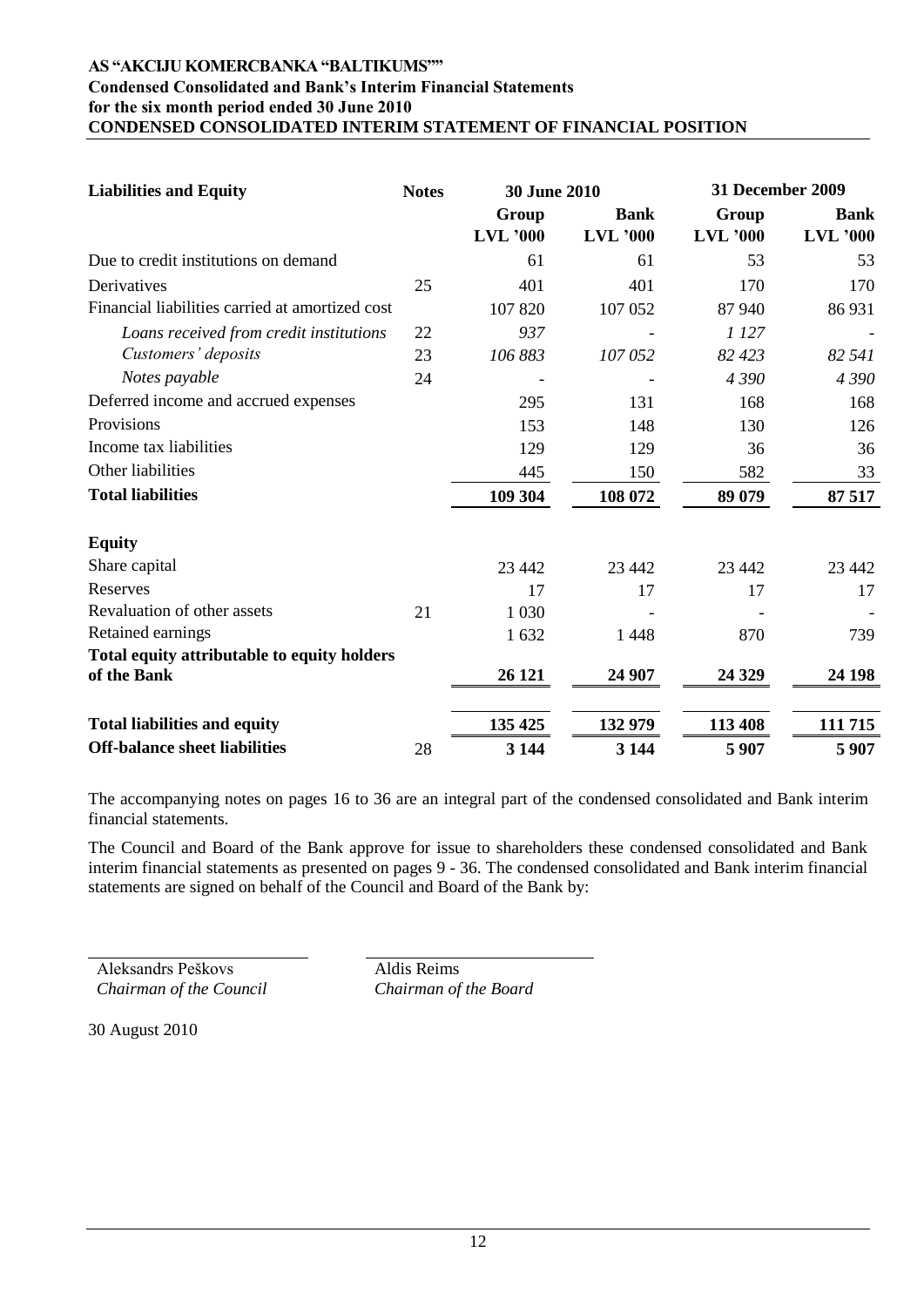**AS "AKCIJU KOMERCBANKA "BALTIKUMS""**
**Condensed Consolidated and Bank's Interim Financial Statements**
**for the six month period ended 30 June 2010**
**CONDENSED CONSOLIDATED INTERIM STATEMENT OF FINANCIAL POSITION**

| **Liabilities and Equity** | **Notes** | **30 June 2010** | | **31 December 2009** | |
|---|---|---|---|---|---|
| | | **Group LVL '000** | **Bank LVL '000** | **Group LVL '000** | **Bank LVL '000** |
| Due to credit institutions on demand | | 61 | 61 | 53 | 53 |
| Derivatives | 25 | 401 | 401 | 170 | 170 |
| Financial liabilities carried at amortized cost | | 107 820 | 107 052 | 87 940 | 86 931 |
| *Loans received from credit institutions* | 22 | *937* | - | *1 127* | - |
| *Customers' deposits* | 23 | *106 883* | *107 052* | *82 423* | *82 541* |
| *Notes payable* | 24 | - | - | *4 390* | *4 390* |
| Deferred income and accrued expenses | | 295 | 131 | 168 | 168 |
| Provisions | | 153 | 148 | 130 | 126 |
| Income tax liabilities | | 129 | 129 | 36 | 36 |
| Other liabilities | | 445 | 150 | 582 | 33 |
| **Total liabilities** | | **109 304** | **108 072** | **89 079** | **87 517** |
| **Equity** | | | | | |
| Share capital | | 23 442 | 23 442 | 23 442 | 23 442 |
| Reserves | | 17 | 17 | 17 | 17 |
| Revaluation of other assets | 21 | 1 030 | - | - | - |
| Retained earnings | | 1 632 | 1 448 | 870 | 739 |
| **Total equity attributable to equity holders of the Bank** | | **26 121** | **24 907** | **24 329** | **24 198** |
| **Total liabilities and equity** | | **135 425** | **132 979** | **113 408** | **111 715** |
| **Off-balance sheet liabilities** | 28 | **3 144** | **3 144** | **5 907** | **5 907** |

The accompanying notes on pages 16 to 36 are an integral part of the condensed consolidated and Bank interim financial statements.

The Council and Board of the Bank approve for issue to shareholders these condensed consolidated and Bank interim financial statements as presented on pages 9 - 36. The condensed consolidated and Bank interim financial statements are signed on behalf of the Council and Board of the Bank by:

Aleksandrs Peškovs
*Chairman of the Council*

Aldis Reims
*Chairman of the Board*

30 August 2010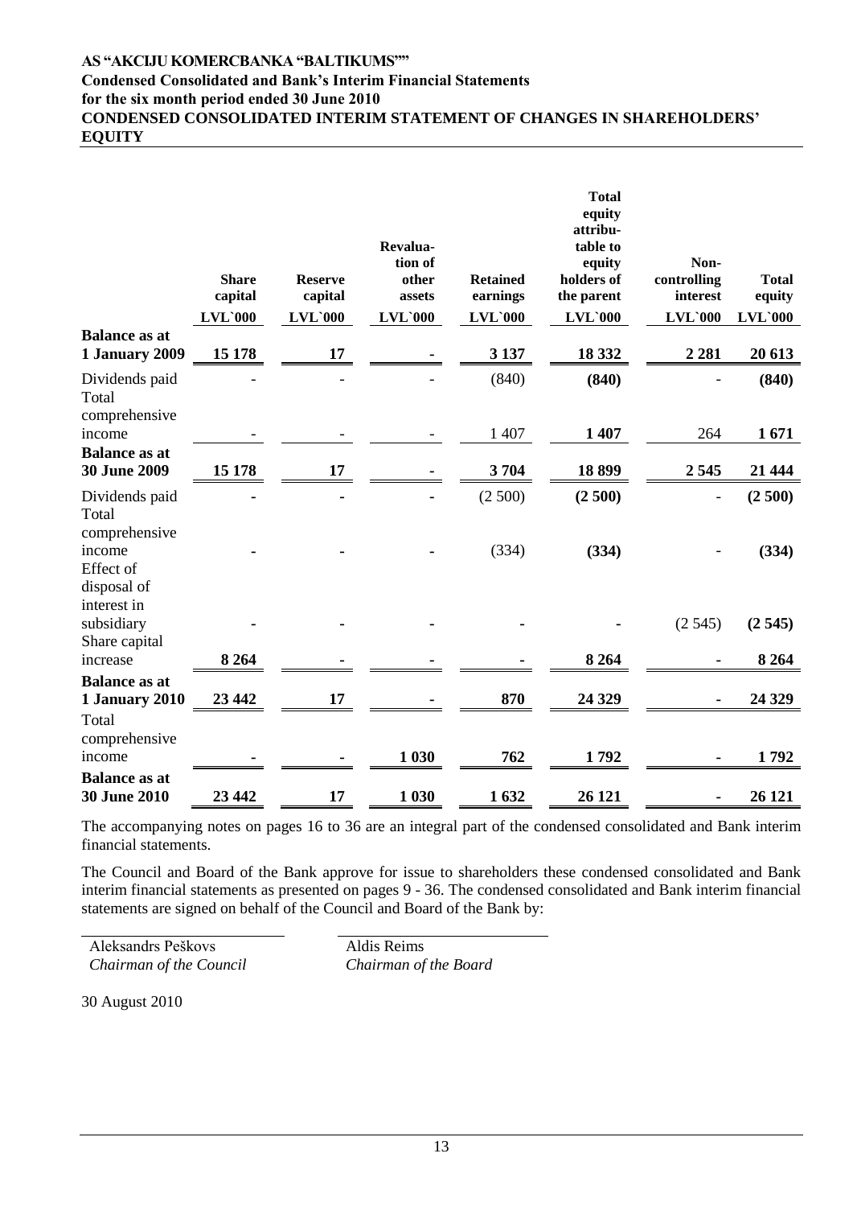# AS "AKCIJU KOMERCBANKA "BALTIKUMS""

**Condensed Consolidated and Bank's Interim Financial Statements for the six month period ended 30 June 2010**

## CONDENSED CONSOLIDATED INTERIM STATEMENT OF CHANGES IN SHAREHOLDERS' EQUITY

| | Share capital | Reserve capital | Revaluation of other assets | Retained earnings | Total equity attributable to equity holders of the parent | Non-controlling interest | Total equity |
|---|---|---|---|---|---|---|---|
| | LVL`000 | LVL`000 | LVL`000 | LVL`000 | LVL`000 | LVL`000 | LVL`000 |
| **Balance as at 1 January 2009** | **15 178** | **17** | **-** | **3 137** | **18 332** | **2 281** | **20 613** |
| Dividends paid | - | - | - | (840) | **(840)** | - | **(840)** |
| Total comprehensive income | - | - | - | 1 407 | **1 407** | 264 | **1 671** |
| **Balance as at 30 June 2009** | **15 178** | **17** | **-** | **3 704** | **18 899** | **2 545** | **21 444** |
| Dividends paid | **-** | **-** | **-** | (2 500) | **(2 500)** | - | **(2 500)** |
| Total comprehensive income | **-** | **-** | **-** | (334) | **(334)** | - | **(334)** |
| Effect of disposal of interest in subsidiary | **-** | **-** | **-** | **-** | **-** | (2 545) | **(2 545)** |
| Share capital increase | **8 264** | **-** | **-** | **-** | **8 264** | **-** | **8 264** |
| **Balance as at 1 January 2010** | **23 442** | **17** | **-** | **870** | **24 329** | **-** | **24 329** |
| Total comprehensive income | **-** | **-** | **1 030** | **762** | **1 792** | **-** | **1 792** |
| **Balance as at 30 June 2010** | **23 442** | **17** | **1 030** | **1 632** | **26 121** | **-** | **26 121** |

The accompanying notes on pages 16 to 36 are an integral part of the condensed consolidated and Bank interim financial statements.

The Council and Board of the Bank approve for issue to shareholders these condensed consolidated and Bank interim financial statements as presented on pages 9 - 36. The condensed consolidated and Bank interim financial statements are signed on behalf of the Council and Board of the Bank by:

| | |
|---|---|
| Aleksandrs Peškovs | Aldis Reims |
| *Chairman of the Council* | *Chairman of the Board* |

30 August 2010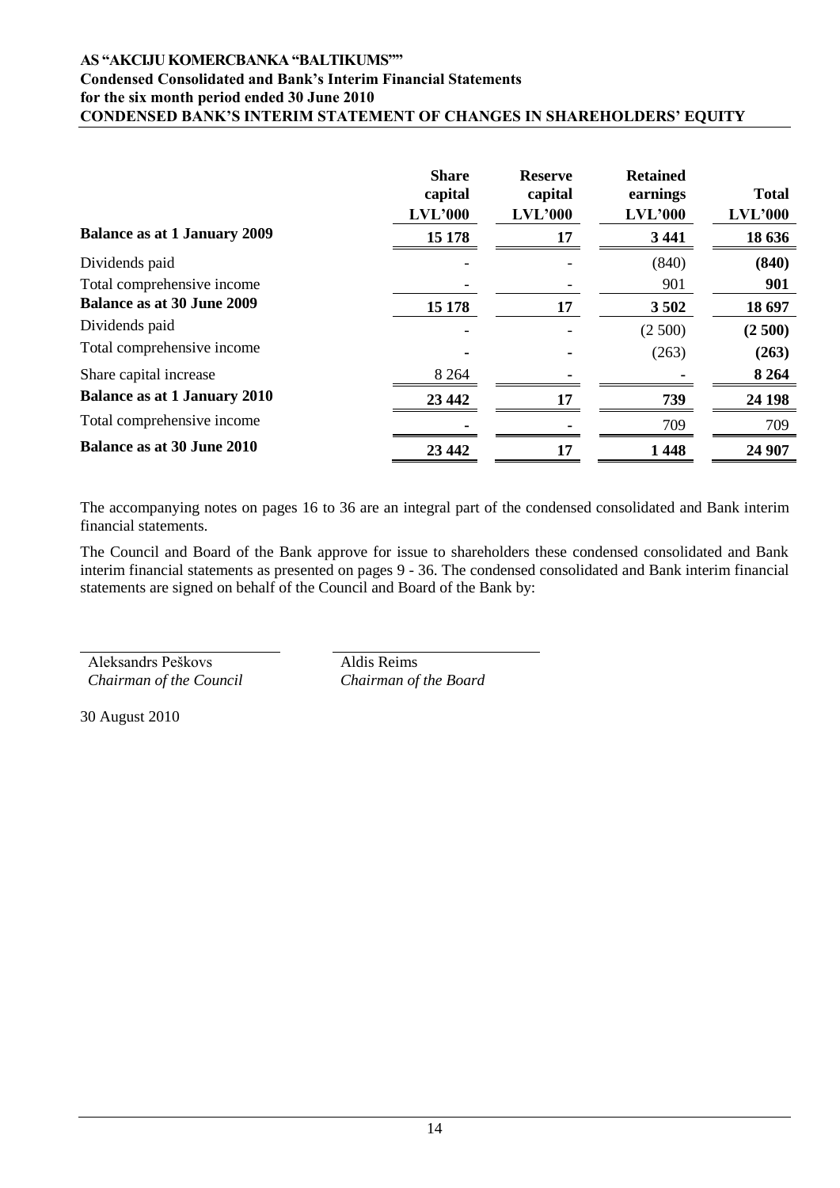## CONDENSED BANK'S INTERIM STATEMENT OF CHANGES IN SHAREHOLDERS' EQUITY

| | Share capital LVL'000 | Reserve capital LVL'000 | Retained earnings LVL'000 | Total LVL'000 |
|---|---|---|---|---|
| **Balance as at 1 January 2009** | **15 178** | **17** | **3 441** | **18 636** |
| Dividends paid | - | - | (840) | **(840)** |
| Total comprehensive income | - | - | 901 | **901** |
| **Balance as at 30 June 2009** | **15 178** | **17** | **3 502** | **18 697** |
| Dividends paid | - | - | (2 500) | **(2 500)** |
| Total comprehensive income | - | - | (263) | **(263)** |
| Share capital increase | 8 264 | - | - | **8 264** |
| **Balance as at 1 January 2010** | **23 442** | **17** | **739** | **24 198** |
| Total comprehensive income | - | - | 709 | 709 |
| **Balance as at 30 June 2010** | **23 442** | **17** | **1 448** | **24 907** |

The accompanying notes on pages 16 to 36 are an integral part of the condensed consolidated and Bank interim financial statements.

The Council and Board of the Bank approve for issue to shareholders these condensed consolidated and Bank interim financial statements as presented on pages 9 - 36. The condensed consolidated and Bank interim financial statements are signed on behalf of the Council and Board of the Bank by:

Aleksandrs Peškovs
*Chairman of the Council*

Aldis Reims
*Chairman of the Board*

30 August 2010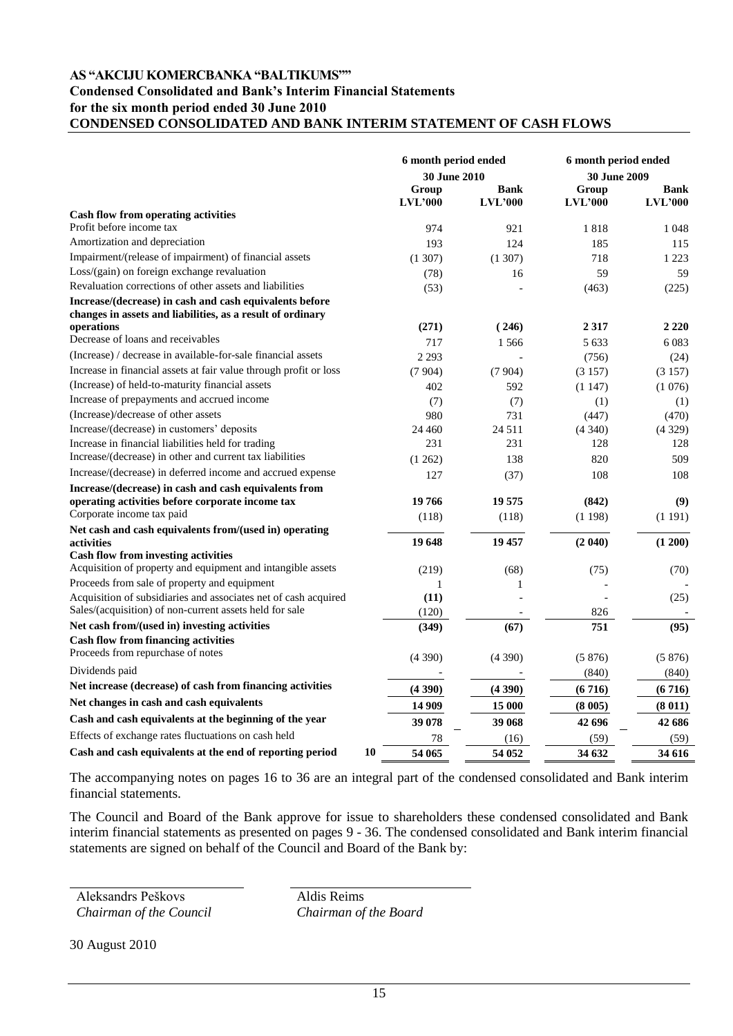**AS "AKCIJU KOMERCBANKA "BALTIKUMS""**
**Condensed Consolidated and Bank's Interim Financial Statements**
**for the six month period ended 30 June 2010**

# CONDENSED CONSOLIDATED AND BANK INTERIM STATEMENT OF CASH FLOWS

| | | 6 month period ended 30 June 2010 | | 6 month period ended 30 June 2009 | |
|---|---|---|---|---|---|
| | | Group LVL'000 | Bank LVL'000 | Group LVL'000 | Bank LVL'000 |
| **Cash flow from operating activities** | | | | | |
| Profit before income tax | | 974 | 921 | 1 818 | 1 048 |
| Amortization and depreciation | | 193 | 124 | 185 | 115 |
| Impairment/(release of impairment) of financial assets | | (1 307) | (1 307) | 718 | 1 223 |
| Loss/(gain) on foreign exchange revaluation | | (78) | 16 | 59 | 59 |
| Revaluation corrections of other assets and liabilities | | (53) | - | (463) | (225) |
| **Increase/(decrease) in cash and cash equivalents before changes in assets and liabilities, as a result of ordinary operations** | | **(271)** | **(246)** | **2 317** | **2 220** |
| Decrease of loans and receivables | | 717 | 1 566 | 5 633 | 6 083 |
| (Increase) / decrease in available-for-sale financial assets | | 2 293 | - | (756) | (24) |
| Increase in financial assets at fair value through profit or loss | | (7 904) | (7 904) | (3 157) | (3 157) |
| (Increase) of held-to-maturity financial assets | | 402 | 592 | (1 147) | (1 076) |
| Increase of prepayments and accrued income | | (7) | (7) | (1) | (1) |
| (Increase)/decrease of other assets | | 980 | 731 | (447) | (470) |
| Increase/(decrease) in customers' deposits | | 24 460 | 24 511 | (4 340) | (4 329) |
| Increase in financial liabilities held for trading | | 231 | 231 | 128 | 128 |
| Increase/(decrease) in other and current tax liabilities | | (1 262) | 138 | 820 | 509 |
| Increase/(decrease) in deferred income and accrued expense | | 127 | (37) | 108 | 108 |
| **Increase/(decrease) in cash and cash equivalents from operating activities before corporate income tax** | | **19 766** | **19 575** | **(842)** | **(9)** |
| Corporate income tax paid | | (118) | (118) | (1 198) | (1 191) |
| **Net cash and cash equivalents from/(used in) operating activities** | | **19 648** | **19 457** | **(2 040)** | **(1 200)** |
| **Cash flow from investing activities** | | | | | |
| Acquisition of property and equipment and intangible assets | | (219) | (68) | (75) | (70) |
| Proceeds from sale of property and equipment | | 1 | 1 | - | - |
| Acquisition of subsidiaries and associates net of cash acquired | | **(11)** | - | - | (25) |
| Sales/(acquisition) of non-current assets held for sale | | (120) | - | 826 | - |
| **Net cash from/(used in) investing activities** | | **(349)** | **(67)** | **751** | **(95)** |
| **Cash flow from financing activities** | | | | | |
| Proceeds from repurchase of notes | | (4 390) | (4 390) | (5 876) | (5 876) |
| Dividends paid | | - | - | (840) | (840) |
| **Net increase (decrease) of cash from financing activities** | | **(4 390)** | **(4 390)** | **(6 716)** | **(6 716)** |
| **Net changes in cash and cash equivalents** | | **14 909** | **15 000** | **(8 005)** | **(8 011)** |
| **Cash and cash equivalents at the beginning of the year** | | **39 078** | **39 068** | **42 696** | **42 686** |
| Effects of exchange rates fluctuations on cash held | | 78 | (16) | (59) | (59) |
| **Cash and cash equivalents at the end of reporting period** | **10** | **54 065** | **54 052** | **34 632** | **34 616** |

The accompanying notes on pages 16 to 36 are an integral part of the condensed consolidated and Bank interim financial statements.

The Council and Board of the Bank approve for issue to shareholders these condensed consolidated and Bank interim financial statements as presented on pages 9 - 36. The condensed consolidated and Bank interim financial statements are signed on behalf of the Council and Board of the Bank by:

Aleksandrs Peškovs
*Chairman of the Council*

Aldis Reims
*Chairman of the Board*

30 August 2010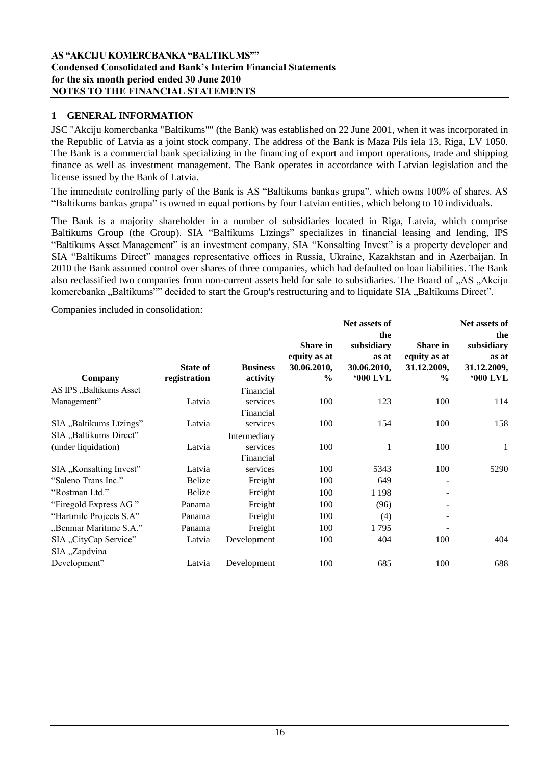## 1 GENERAL INFORMATION

JSC "Akciju komercbanka "Baltikums"" (the Bank) was established on 22 June 2001, when it was incorporated in the Republic of Latvia as a joint stock company. The address of the Bank is Maza Pils iela 13, Riga, LV 1050. The Bank is a commercial bank specializing in the financing of export and import operations, trade and shipping finance as well as investment management. The Bank operates in accordance with Latvian legislation and the license issued by the Bank of Latvia.

The immediate controlling party of the Bank is AS "Baltikums bankas grupa", which owns 100% of shares. AS "Baltikums bankas grupa" is owned in equal portions by four Latvian entities, which belong to 10 individuals.

The Bank is a majority shareholder in a number of subsidiaries located in Riga, Latvia, which comprise Baltikums Group (the Group). SIA "Baltikums Līzings" specializes in financial leasing and lending, IPS "Baltikums Asset Management" is an investment company, SIA "Konsalting Invest" is a property developer and SIA "Baltikums Direct" manages representative offices in Russia, Ukraine, Kazakhstan and in Azerbaijan. In 2010 the Bank assumed control over shares of three companies, which had defaulted on loan liabilities. The Bank also reclassified two companies from non-current assets held for sale to subsidiaries. The Board of „AS „Akciju komercbanka „Baltikums"" decided to start the Group's restructuring and to liquidate SIA „Baltikums Direct".

Companies included in consolidation:

| Company | State of registration | Business activity | Share in equity as at 30.06.2010, % | Net assets of the subsidiary as at 30.06.2010, '000 LVL | Share in equity as at 31.12.2009, % | Net assets of the subsidiary as at 31.12.2009, '000 LVL |
|---|---|---|---|---|---|---|
| AS IPS „Baltikums Asset Management" | Latvia | Financial services | 100 | 123 | 100 | 114 |
| SIA „Baltikums Līzings" | Latvia | Financial services | 100 | 154 | 100 | 158 |
| SIA „Baltikums Direct" (under liquidation) | Latvia | Intermediary services | 100 | 1 | 100 | 1 |
| SIA „Konsalting Invest" | Latvia | Financial services | 100 | 5343 | 100 | 5290 |
| "Saleno Trans Inc." | Belize | Freight | 100 | 649 | - | |
| "Rostman Ltd." | Belize | Freight | 100 | 1 198 | - | |
| "Firegold Express AG " | Panama | Freight | 100 | (96) | - | |
| "Hartmile Projects S.A" | Panama | Freight | 100 | (4) | - | |
| „Benmar Maritime S.A." | Panama | Freight | 100 | 1 795 | - | |
| SIA „CityCap Service" | Latvia | Development | 100 | 404 | 100 | 404 |
| SIA „Zapdvina Development" | Latvia | Development | 100 | 685 | 100 | 688 |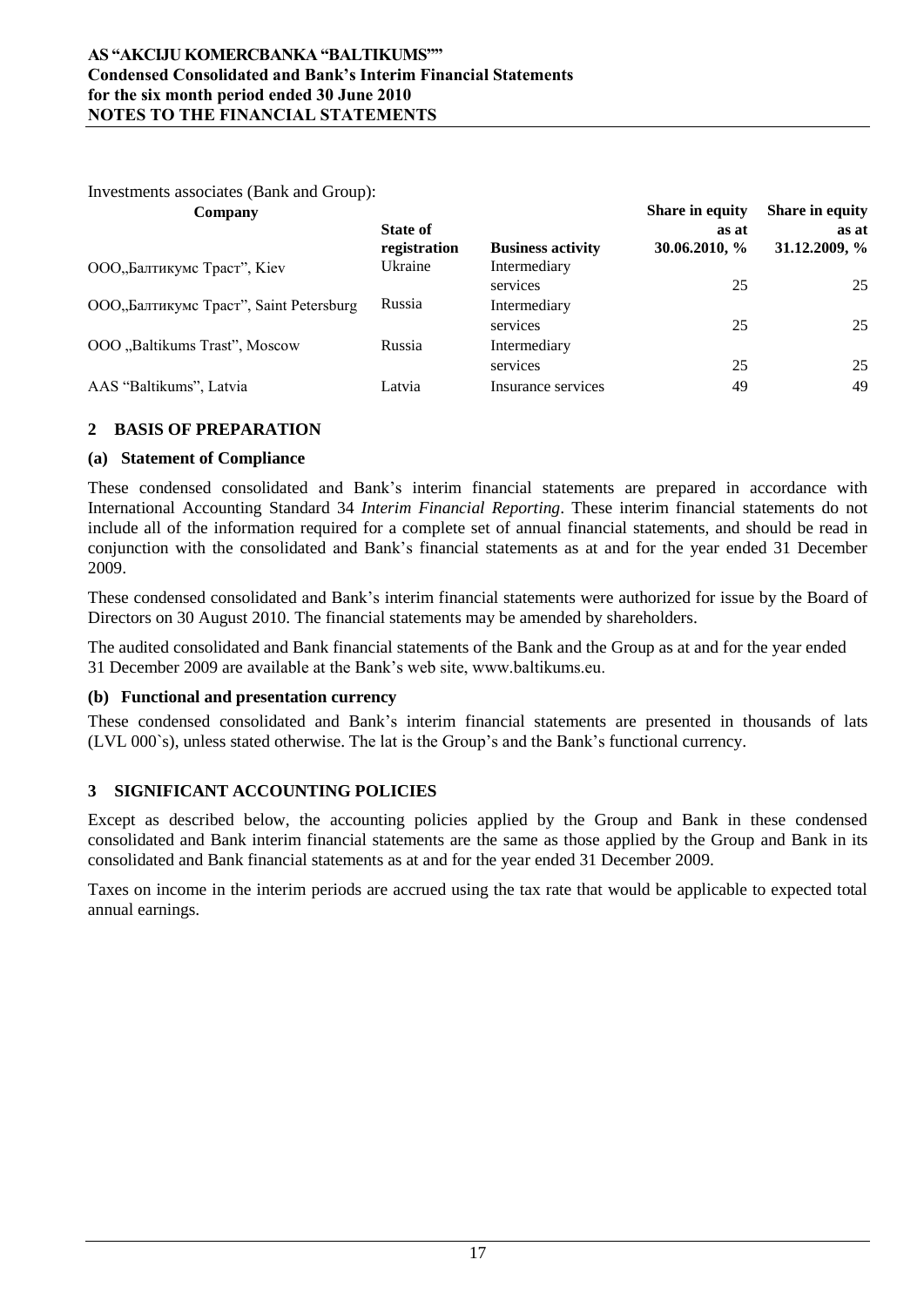Investments associates (Bank and Group):

| Company | State of registration | Business activity | Share in equity as at 30.06.2010, % | Share in equity as at 31.12.2009, % |
|---|---|---|---|---|
| OOO„Балтикумс Траст", Kiev | Ukraine | Intermediary services | 25 | 25 |
| OOO„Балтикумс Траст", Saint Petersburg | Russia | Intermediary services | 25 | 25 |
| OOO „Baltikums Trast", Moscow | Russia | Intermediary services | 25 | 25 |
| AAS "Baltikums", Latvia | Latvia | Insurance services | 49 | 49 |

## 2 BASIS OF PREPARATION

### (a) Statement of Compliance

These condensed consolidated and Bank's interim financial statements are prepared in accordance with International Accounting Standard 34 *Interim Financial Reporting*. These interim financial statements do not include all of the information required for a complete set of annual financial statements, and should be read in conjunction with the consolidated and Bank's financial statements as at and for the year ended 31 December 2009.

These condensed consolidated and Bank's interim financial statements were authorized for issue by the Board of Directors on 30 August 2010. The financial statements may be amended by shareholders.

The audited consolidated and Bank financial statements of the Bank and the Group as at and for the year ended 31 December 2009 are available at the Bank's web site, www.baltikums.eu.

### (b) Functional and presentation currency

These condensed consolidated and Bank's interim financial statements are presented in thousands of lats (LVL 000`s), unless stated otherwise. The lat is the Group's and the Bank's functional currency.

## 3 SIGNIFICANT ACCOUNTING POLICIES

Except as described below, the accounting policies applied by the Group and Bank in these condensed consolidated and Bank interim financial statements are the same as those applied by the Group and Bank in its consolidated and Bank financial statements as at and for the year ended 31 December 2009.

Taxes on income in the interim periods are accrued using the tax rate that would be applicable to expected total annual earnings.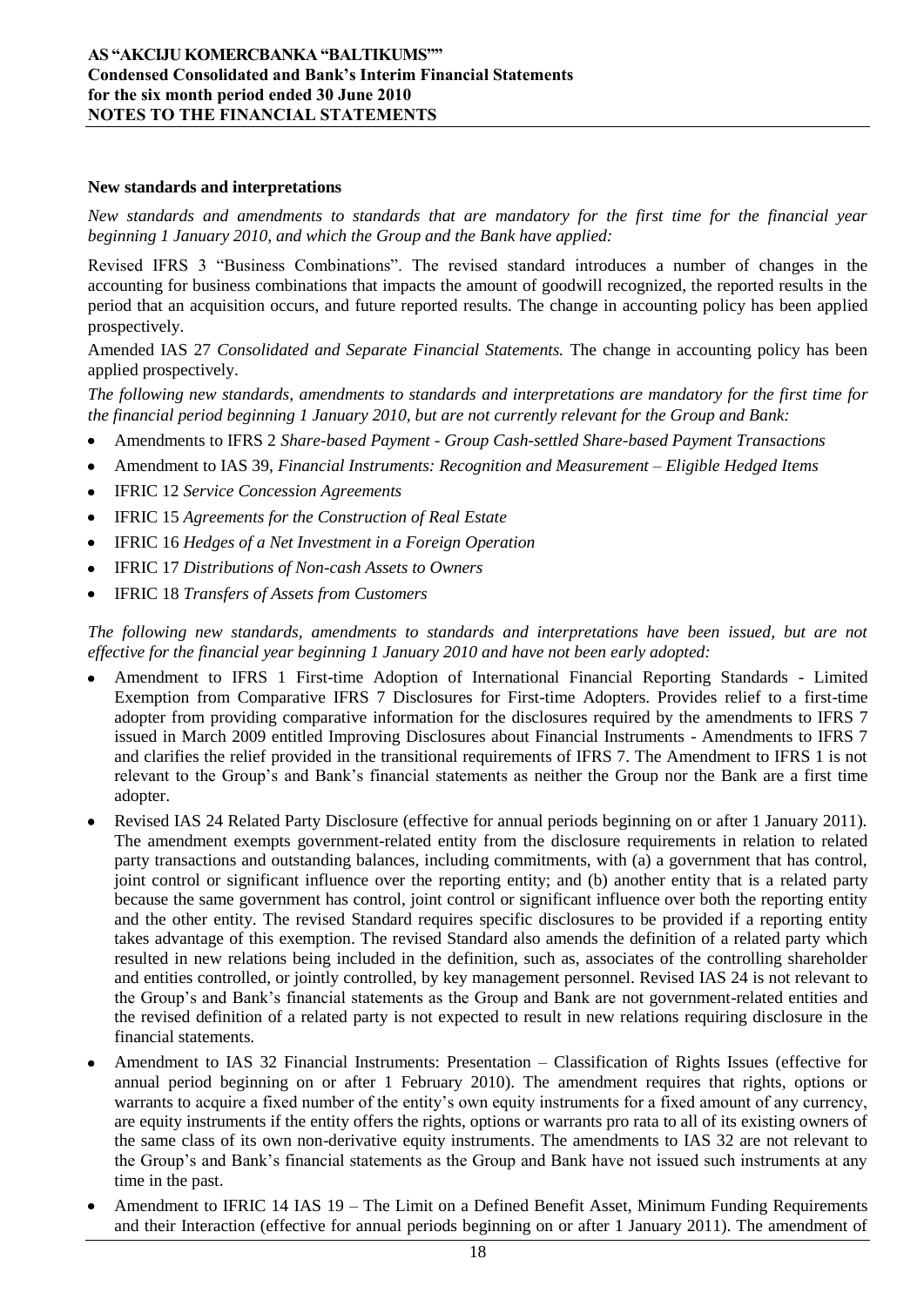**New standards and interpretations**

*New standards and amendments to standards that are mandatory for the first time for the financial year beginning 1 January 2010, and which the Group and the Bank have applied:*

Revised IFRS 3 "Business Combinations". The revised standard introduces a number of changes in the accounting for business combinations that impacts the amount of goodwill recognized, the reported results in the period that an acquisition occurs, and future reported results. The change in accounting policy has been applied prospectively.

Amended IAS 27 *Consolidated and Separate Financial Statements.* The change in accounting policy has been applied prospectively.

*The following new standards, amendments to standards and interpretations are mandatory for the first time for the financial period beginning 1 January 2010, but are not currently relevant for the Group and Bank:*

- Amendments to IFRS 2 *Share-based Payment - Group Cash-settled Share-based Payment Transactions*
- Amendment to IAS 39, *Financial Instruments: Recognition and Measurement – Eligible Hedged Items*
- IFRIC 12 *Service Concession Agreements*
- IFRIC 15 *Agreements for the Construction of Real Estate*
- IFRIC 16 *Hedges of a Net Investment in a Foreign Operation*
- IFRIC 17 *Distributions of Non-cash Assets to Owners*
- IFRIC 18 *Transfers of Assets from Customers*

*The following new standards, amendments to standards and interpretations have been issued, but are not effective for the financial year beginning 1 January 2010 and have not been early adopted:*

- Amendment to IFRS 1 First-time Adoption of International Financial Reporting Standards - Limited Exemption from Comparative IFRS 7 Disclosures for First-time Adopters. Provides relief to a first-time adopter from providing comparative information for the disclosures required by the amendments to IFRS 7 issued in March 2009 entitled Improving Disclosures about Financial Instruments - Amendments to IFRS 7 and clarifies the relief provided in the transitional requirements of IFRS 7. The Amendment to IFRS 1 is not relevant to the Group's and Bank's financial statements as neither the Group nor the Bank are a first time adopter.
- Revised IAS 24 Related Party Disclosure (effective for annual periods beginning on or after 1 January 2011). The amendment exempts government-related entity from the disclosure requirements in relation to related party transactions and outstanding balances, including commitments, with (a) a government that has control, joint control or significant influence over the reporting entity; and (b) another entity that is a related party because the same government has control, joint control or significant influence over both the reporting entity and the other entity. The revised Standard requires specific disclosures to be provided if a reporting entity takes advantage of this exemption. The revised Standard also amends the definition of a related party which resulted in new relations being included in the definition, such as, associates of the controlling shareholder and entities controlled, or jointly controlled, by key management personnel. Revised IAS 24 is not relevant to the Group's and Bank's financial statements as the Group and Bank are not government-related entities and the revised definition of a related party is not expected to result in new relations requiring disclosure in the financial statements.
- Amendment to IAS 32 Financial Instruments: Presentation – Classification of Rights Issues (effective for annual period beginning on or after 1 February 2010). The amendment requires that rights, options or warrants to acquire a fixed number of the entity's own equity instruments for a fixed amount of any currency, are equity instruments if the entity offers the rights, options or warrants pro rata to all of its existing owners of the same class of its own non-derivative equity instruments. The amendments to IAS 32 are not relevant to the Group's and Bank's financial statements as the Group and Bank have not issued such instruments at any time in the past.
- Amendment to IFRIC 14 IAS 19 – The Limit on a Defined Benefit Asset, Minimum Funding Requirements and their Interaction (effective for annual periods beginning on or after 1 January 2011). The amendment of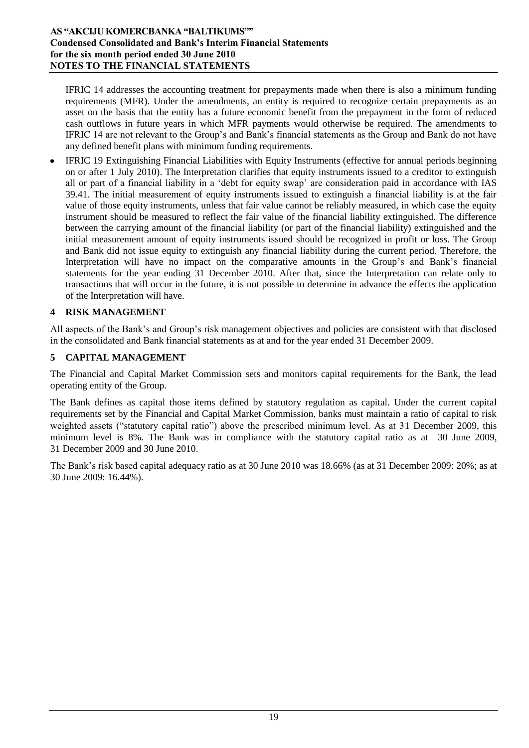IFRIC 14 addresses the accounting treatment for prepayments made when there is also a minimum funding requirements (MFR). Under the amendments, an entity is required to recognize certain prepayments as an asset on the basis that the entity has a future economic benefit from the prepayment in the form of reduced cash outflows in future years in which MFR payments would otherwise be required. The amendments to IFRIC 14 are not relevant to the Group's and Bank's financial statements as the Group and Bank do not have any defined benefit plans with minimum funding requirements.

- IFRIC 19 Extinguishing Financial Liabilities with Equity Instruments (effective for annual periods beginning on or after 1 July 2010). The Interpretation clarifies that equity instruments issued to a creditor to extinguish all or part of a financial liability in a 'debt for equity swap' are consideration paid in accordance with IAS 39.41. The initial measurement of equity instruments issued to extinguish a financial liability is at the fair value of those equity instruments, unless that fair value cannot be reliably measured, in which case the equity instrument should be measured to reflect the fair value of the financial liability extinguished. The difference between the carrying amount of the financial liability (or part of the financial liability) extinguished and the initial measurement amount of equity instruments issued should be recognized in profit or loss. The Group and Bank did not issue equity to extinguish any financial liability during the current period. Therefore, the Interpretation will have no impact on the comparative amounts in the Group's and Bank's financial statements for the year ending 31 December 2010. After that, since the Interpretation can relate only to transactions that will occur in the future, it is not possible to determine in advance the effects the application of the Interpretation will have.

## 4 RISK MANAGEMENT

All aspects of the Bank's and Group's risk management objectives and policies are consistent with that disclosed in the consolidated and Bank financial statements as at and for the year ended 31 December 2009.

## 5 CAPITAL MANAGEMENT

The Financial and Capital Market Commission sets and monitors capital requirements for the Bank, the lead operating entity of the Group.

The Bank defines as capital those items defined by statutory regulation as capital. Under the current capital requirements set by the Financial and Capital Market Commission, banks must maintain a ratio of capital to risk weighted assets ("statutory capital ratio") above the prescribed minimum level. As at 31 December 2009, this minimum level is 8%. The Bank was in compliance with the statutory capital ratio as at 30 June 2009, 31 December 2009 and 30 June 2010.

The Bank's risk based capital adequacy ratio as at 30 June 2010 was 18.66% (as at 31 December 2009: 20%; as at 30 June 2009: 16.44%).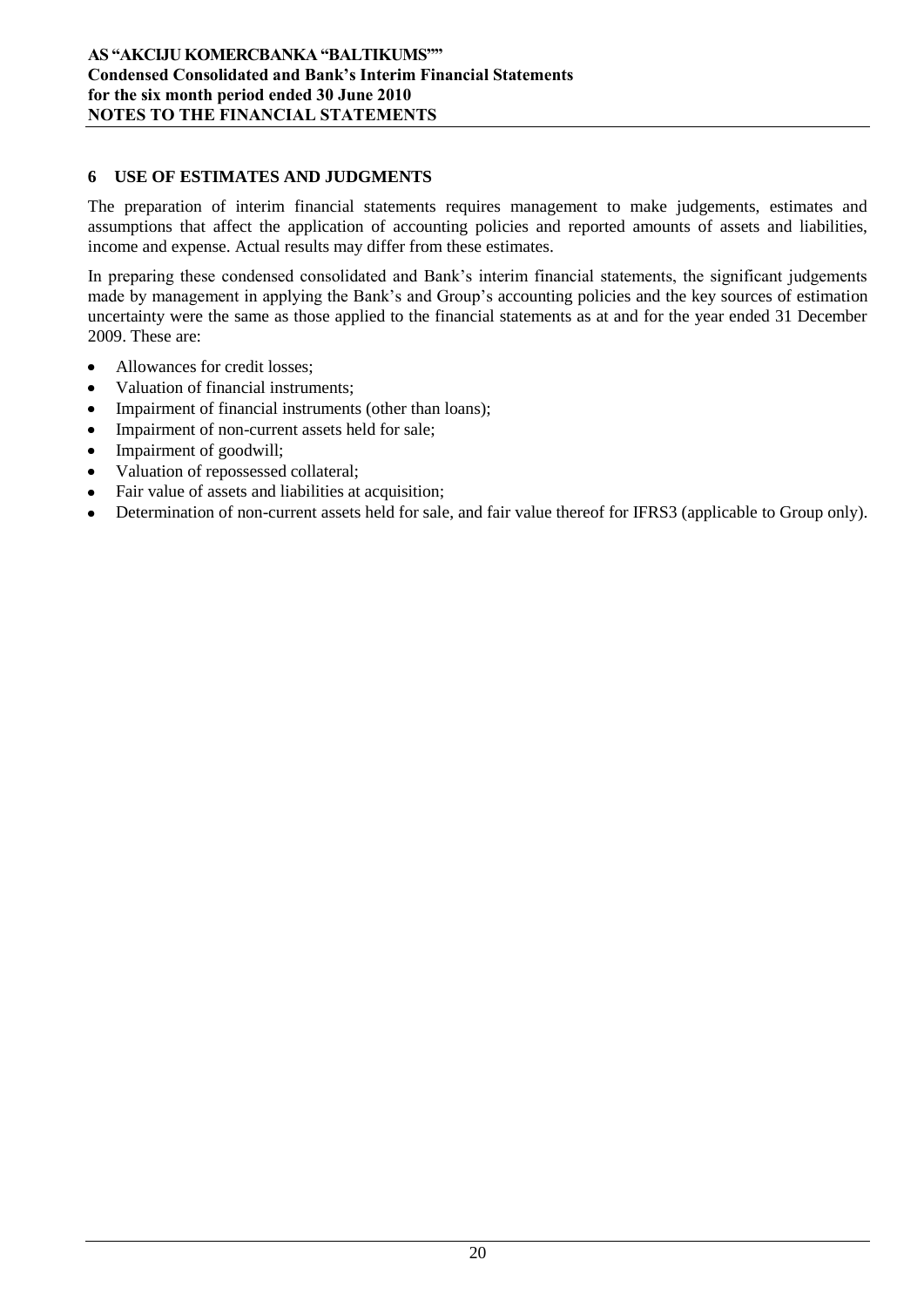## 6 USE OF ESTIMATES AND JUDGMENTS

The preparation of interim financial statements requires management to make judgements, estimates and assumptions that affect the application of accounting policies and reported amounts of assets and liabilities, income and expense. Actual results may differ from these estimates.

In preparing these condensed consolidated and Bank's interim financial statements, the significant judgements made by management in applying the Bank's and Group's accounting policies and the key sources of estimation uncertainty were the same as those applied to the financial statements as at and for the year ended 31 December 2009. These are:

- Allowances for credit losses;
- Valuation of financial instruments;
- Impairment of financial instruments (other than loans);
- Impairment of non-current assets held for sale;
- Impairment of goodwill;
- Valuation of repossessed collateral;
- Fair value of assets and liabilities at acquisition;
- Determination of non-current assets held for sale, and fair value thereof for IFRS3 (applicable to Group only).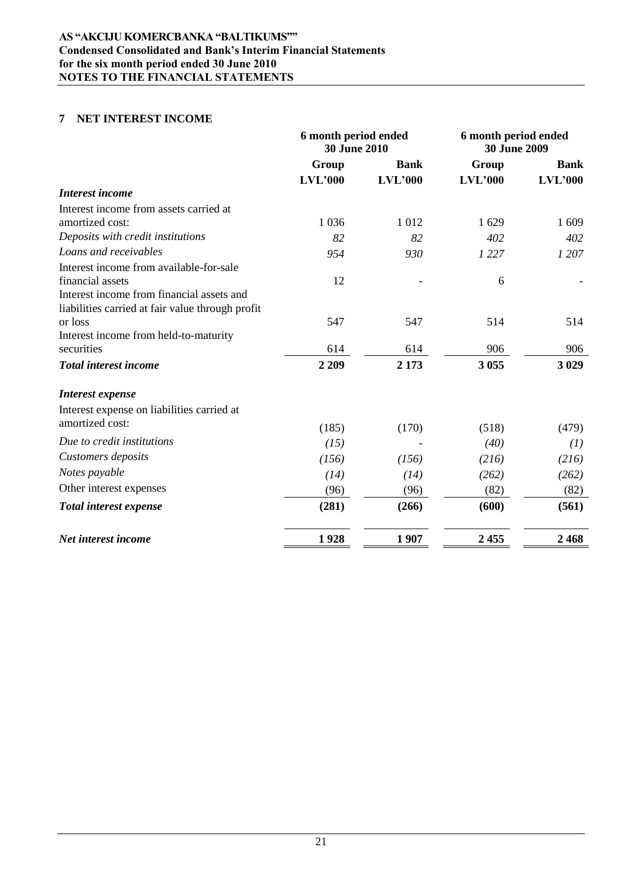## 7 NET INTEREST INCOME

| | 6 month period ended 30 June 2010 | | 6 month period ended 30 June 2009 | |
|---|---|---|---|---|
| | Group | Bank | Group | Bank |
| | LVL'000 | LVL'000 | LVL'000 | LVL'000 |
| ***Interest income*** | | | | |
| Interest income from assets carried at amortized cost: | 1 036 | 1 012 | 1 629 | 1 609 |
| *Deposits with credit institutions* | *82* | *82* | *402* | *402* |
| *Loans and receivables* | *954* | *930* | *1 227* | *1 207* |
| Interest income from available-for-sale financial assets | 12 | - | 6 | - |
| Interest income from financial assets and liabilities carried at fair value through profit or loss | 547 | 547 | 514 | 514 |
| Interest income from held-to-maturity securities | 614 | 614 | 906 | 906 |
| ***Total interest income*** | **2 209** | **2 173** | **3 055** | **3 029** |
| ***Interest expense*** | | | | |
| Interest expense on liabilities carried at amortized cost: | (185) | (170) | (518) | (479) |
| *Due to credit institutions* | *(15)* | - | *(40)* | *(1)* |
| *Customers deposits* | *(156)* | *(156)* | *(216)* | *(216)* |
| *Notes payable* | *(14)* | *(14)* | *(262)* | *(262)* |
| Other interest expenses | (96) | (96) | (82) | (82) |
| ***Total interest expense*** | **(281)** | **(266)** | **(600)** | **(561)** |
| ***Net interest income*** | **1 928** | **1 907** | **2 455** | **2 468** |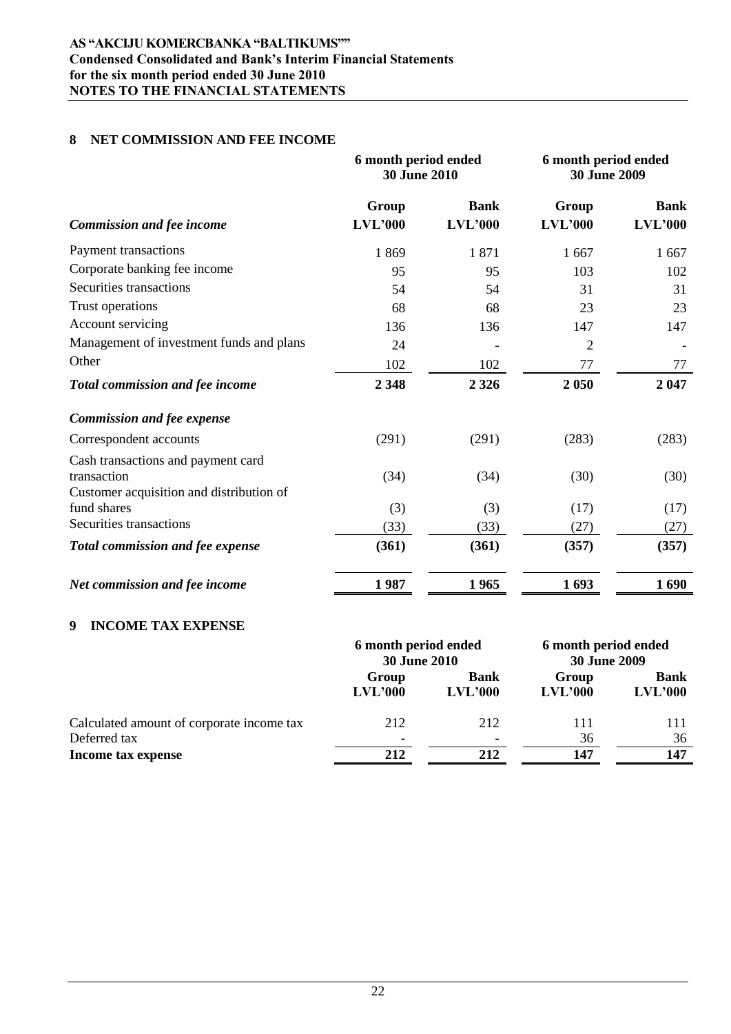## 8 NET COMMISSION AND FEE INCOME

| | 6 month period ended 30 June 2010 | | 6 month period ended 30 June 2009 | |
|---|---|---|---|---|
| | Group | Bank | Group | Bank |
| ***Commission and fee income*** | **LVL'000** | **LVL'000** | **LVL'000** | **LVL'000** |
| Payment transactions | 1 869 | 1 871 | 1 667 | 1 667 |
| Corporate banking fee income | 95 | 95 | 103 | 102 |
| Securities transactions | 54 | 54 | 31 | 31 |
| Trust operations | 68 | 68 | 23 | 23 |
| Account servicing | 136 | 136 | 147 | 147 |
| Management of investment funds and plans | 24 | - | 2 | - |
| Other | 102 | 102 | 77 | 77 |
| ***Total commission and fee income*** | **2 348** | **2 326** | **2 050** | **2 047** |
| ***Commission and fee expense*** | | | | |
| Correspondent accounts | (291) | (291) | (283) | (283) |
| Cash transactions and payment card transaction | (34) | (34) | (30) | (30) |
| Customer acquisition and distribution of fund shares | (3) | (3) | (17) | (17) |
| Securities transactions | (33) | (33) | (27) | (27) |
| ***Total commission and fee expense*** | **(361)** | **(361)** | **(357)** | **(357)** |
| ***Net commission and fee income*** | **1 987** | **1 965** | **1 693** | **1 690** |

## 9 INCOME TAX EXPENSE

| | 6 month period ended 30 June 2010 | | 6 month period ended 30 June 2009 | |
|---|---|---|---|---|
| | Group | Bank | Group | Bank |
| | **LVL'000** | **LVL'000** | **LVL'000** | **LVL'000** |
| Calculated amount of corporate income tax | 212 | 212 | 111 | 111 |
| Deferred tax | - | - | 36 | 36 |
| **Income tax expense** | **212** | **212** | **147** | **147** |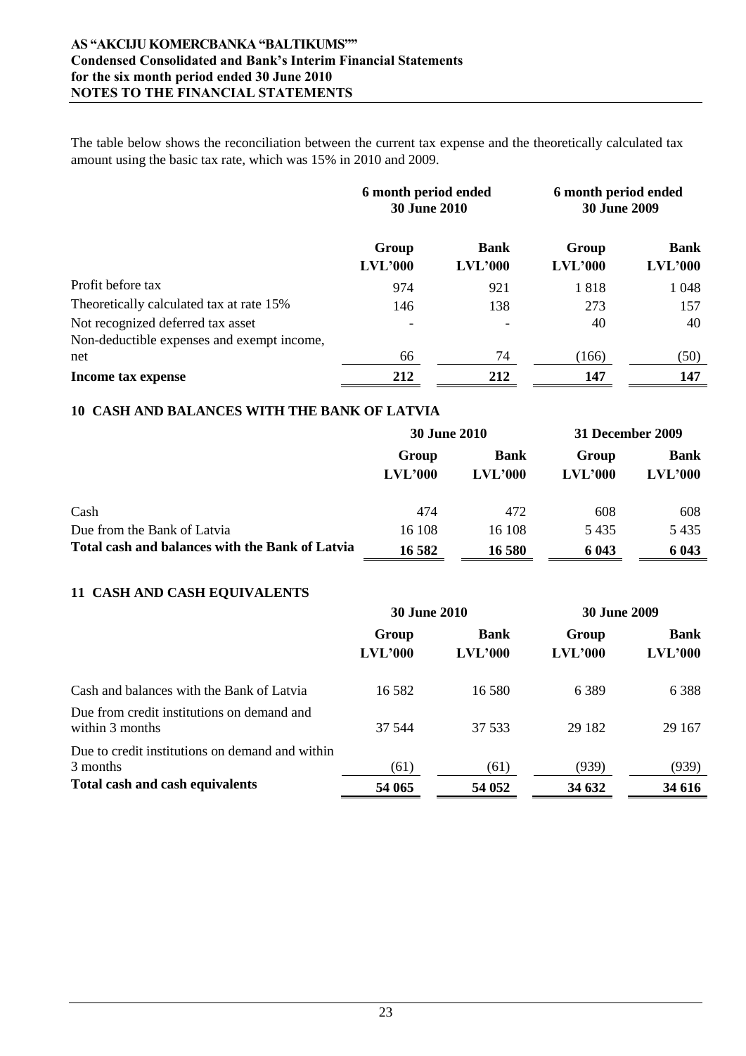The table below shows the reconciliation between the current tax expense and the theoretically calculated tax amount using the basic tax rate, which was 15% in 2010 and 2009.

| | 6 month period ended 30 June 2010 | | 6 month period ended 30 June 2009 | |
|---|---|---|---|---|
| | Group LVL'000 | Bank LVL'000 | Group LVL'000 | Bank LVL'000 |
| Profit before tax | 974 | 921 | 1 818 | 1 048 |
| Theoretically calculated tax at rate 15% | 146 | 138 | 273 | 157 |
| Not recognized deferred tax asset | - | - | 40 | 40 |
| Non-deductible expenses and exempt income, net | 66 | 74 | (166) | (50) |
| **Income tax expense** | **212** | **212** | **147** | **147** |

## 10 CASH AND BALANCES WITH THE BANK OF LATVIA

| | 30 June 2010 | | 31 December 2009 | |
|---|---|---|---|---|
| | Group LVL'000 | Bank LVL'000 | Group LVL'000 | Bank LVL'000 |
| Cash | 474 | 472 | 608 | 608 |
| Due from the Bank of Latvia | 16 108 | 16 108 | 5 435 | 5 435 |
| **Total cash and balances with the Bank of Latvia** | **16 582** | **16 580** | **6 043** | **6 043** |

## 11 CASH AND CASH EQUIVALENTS

| | 30 June 2010 | | 30 June 2009 | |
|---|---|---|---|---|
| | Group LVL'000 | Bank LVL'000 | Group LVL'000 | Bank LVL'000 |
| Cash and balances with the Bank of Latvia | 16 582 | 16 580 | 6 389 | 6 388 |
| Due from credit institutions on demand and within 3 months | 37 544 | 37 533 | 29 182 | 29 167 |
| Due to credit institutions on demand and within 3 months | (61) | (61) | (939) | (939) |
| **Total cash and cash equivalents** | **54 065** | **54 052** | **34 632** | **34 616** |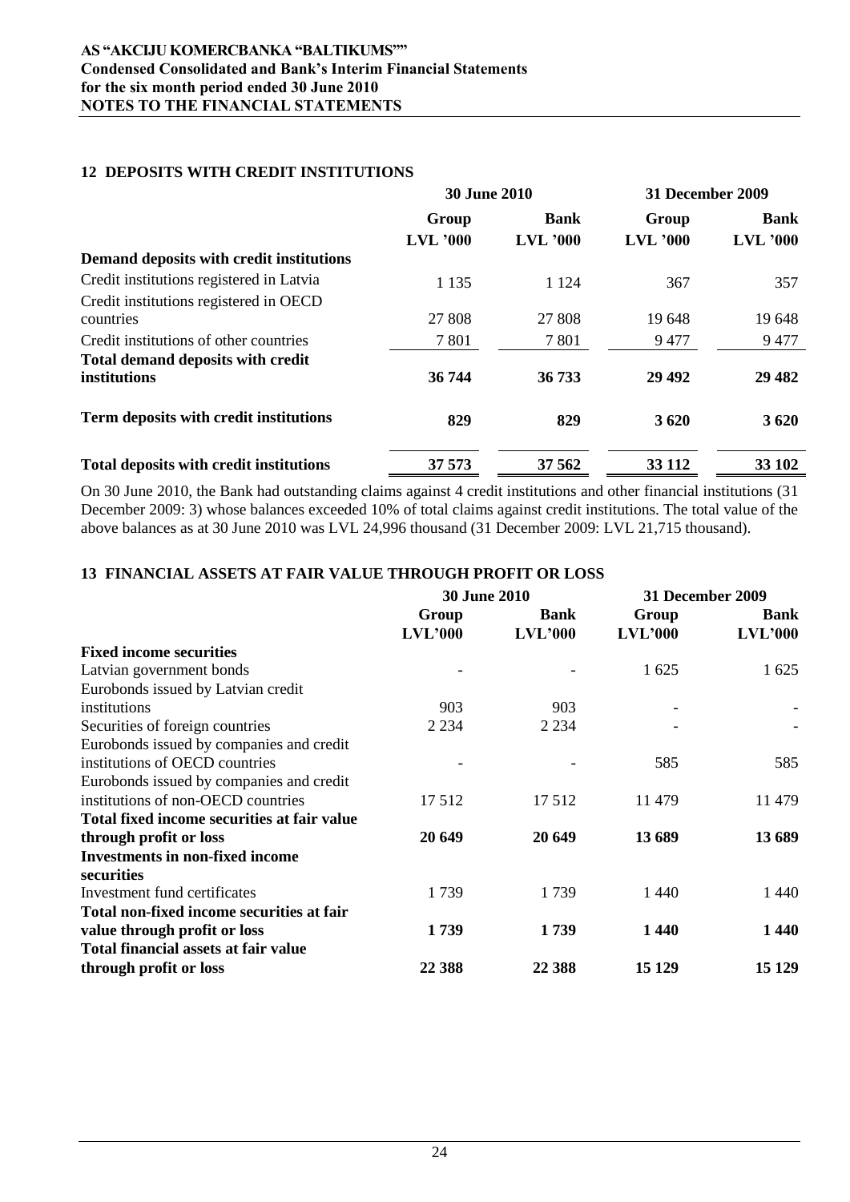## 12 DEPOSITS WITH CREDIT INSTITUTIONS

| | 30 June 2010 | | 31 December 2009 | |
|---|---|---|---|---|
| | Group | Bank | Group | Bank |
| | LVL '000 | LVL '000 | LVL '000 | LVL '000 |
| **Demand deposits with credit institutions** | | | | |
| Credit institutions registered in Latvia | 1 135 | 1 124 | 367 | 357 |
| Credit institutions registered in OECD countries | 27 808 | 27 808 | 19 648 | 19 648 |
| Credit institutions of other countries | 7 801 | 7 801 | 9 477 | 9 477 |
| **Total demand deposits with credit institutions** | **36 744** | **36 733** | **29 492** | **29 482** |
| **Term deposits with credit institutions** | **829** | **829** | **3 620** | **3 620** |
| **Total deposits with credit institutions** | **37 573** | **37 562** | **33 112** | **33 102** |

On 30 June 2010, the Bank had outstanding claims against 4 credit institutions and other financial institutions (31 December 2009: 3) whose balances exceeded 10% of total claims against credit institutions. The total value of the above balances as at 30 June 2010 was LVL 24,996 thousand (31 December 2009: LVL 21,715 thousand).

## 13 FINANCIAL ASSETS AT FAIR VALUE THROUGH PROFIT OR LOSS

| | 30 June 2010 | | 31 December 2009 | |
|---|---|---|---|---|
| | Group | Bank | Group | Bank |
| | LVL'000 | LVL'000 | LVL'000 | LVL'000 |
| **Fixed income securities** | | | | |
| Latvian government bonds | - | - | 1 625 | 1 625 |
| Eurobonds issued by Latvian credit institutions | 903 | 903 | - | - |
| Securities of foreign countries | 2 234 | 2 234 | - | - |
| Eurobonds issued by companies and credit institutions of OECD countries | - | - | 585 | 585 |
| Eurobonds issued by companies and credit institutions of non-OECD countries | 17 512 | 17 512 | 11 479 | 11 479 |
| **Total fixed income securities at fair value through profit or loss** | **20 649** | **20 649** | **13 689** | **13 689** |
| **Investments in non-fixed income securities** | | | | |
| Investment fund certificates | 1 739 | 1 739 | 1 440 | 1 440 |
| **Total non-fixed income securities at fair value through profit or loss** | **1 739** | **1 739** | **1 440** | **1 440** |
| **Total financial assets at fair value through profit or loss** | **22 388** | **22 388** | **15 129** | **15 129** |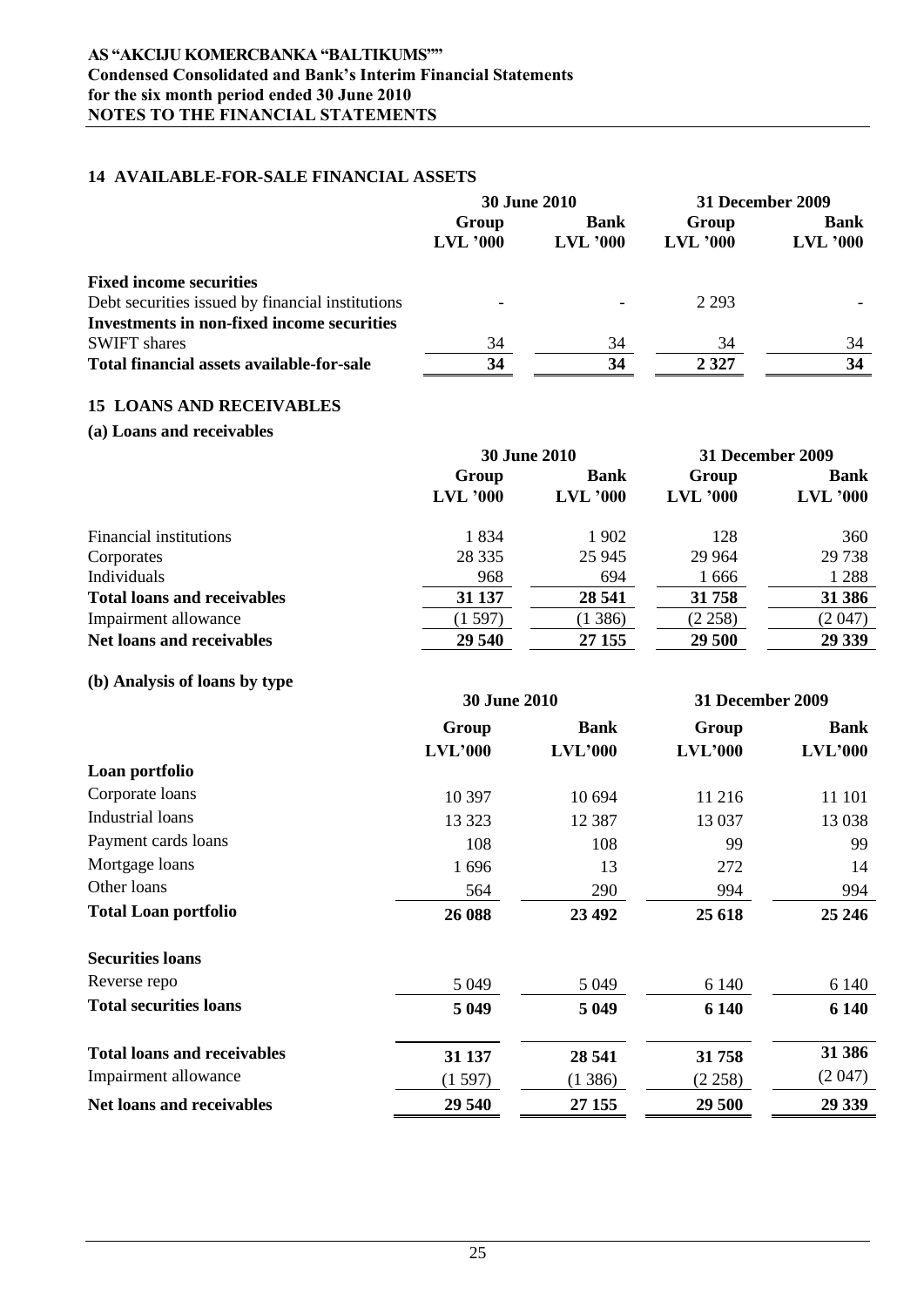## 14 AVAILABLE-FOR-SALE FINANCIAL ASSETS

| | 30 June 2010 | | 31 December 2009 | |
|---|---|---|---|---|
| | Group LVL '000 | Bank LVL '000 | Group LVL '000 | Bank LVL '000 |
| **Fixed income securities** | | | | |
| Debt securities issued by financial institutions | - | - | 2 293 | - |
| **Investments in non-fixed income securities** | | | | |
| SWIFT shares | 34 | 34 | 34 | 34 |
| **Total financial assets available-for-sale** | **34** | **34** | **2 327** | **34** |

## 15 LOANS AND RECEIVABLES

### (a) Loans and receivables

| | 30 June 2010 | | 31 December 2009 | |
|---|---|---|---|---|
| | Group LVL '000 | Bank LVL '000 | Group LVL '000 | Bank LVL '000 |
| Financial institutions | 1 834 | 1 902 | 128 | 360 |
| Corporates | 28 335 | 25 945 | 29 964 | 29 738 |
| Individuals | 968 | 694 | 1 666 | 1 288 |
| **Total loans and receivables** | **31 137** | **28 541** | **31 758** | **31 386** |
| Impairment allowance | (1 597) | (1 386) | (2 258) | (2 047) |
| **Net loans and receivables** | **29 540** | **27 155** | **29 500** | **29 339** |

### (b) Analysis of loans by type

| | 30 June 2010 | | 31 December 2009 | |
|---|---|---|---|---|
| | Group LVL'000 | Bank LVL'000 | Group LVL'000 | Bank LVL'000 |
| **Loan portfolio** | | | | |
| Corporate loans | 10 397 | 10 694 | 11 216 | 11 101 |
| Industrial loans | 13 323 | 12 387 | 13 037 | 13 038 |
| Payment cards loans | 108 | 108 | 99 | 99 |
| Mortgage loans | 1 696 | 13 | 272 | 14 |
| Other loans | 564 | 290 | 994 | 994 |
| **Total Loan portfolio** | **26 088** | **23 492** | **25 618** | **25 246** |
| **Securities loans** | | | | |
| Reverse repo | 5 049 | 5 049 | 6 140 | 6 140 |
| **Total securities loans** | **5 049** | **5 049** | **6 140** | **6 140** |
| **Total loans and receivables** | **31 137** | **28 541** | **31 758** | **31 386** |
| Impairment allowance | (1 597) | (1 386) | (2 258) | (2 047) |
| **Net loans and receivables** | **29 540** | **27 155** | **29 500** | **29 339** |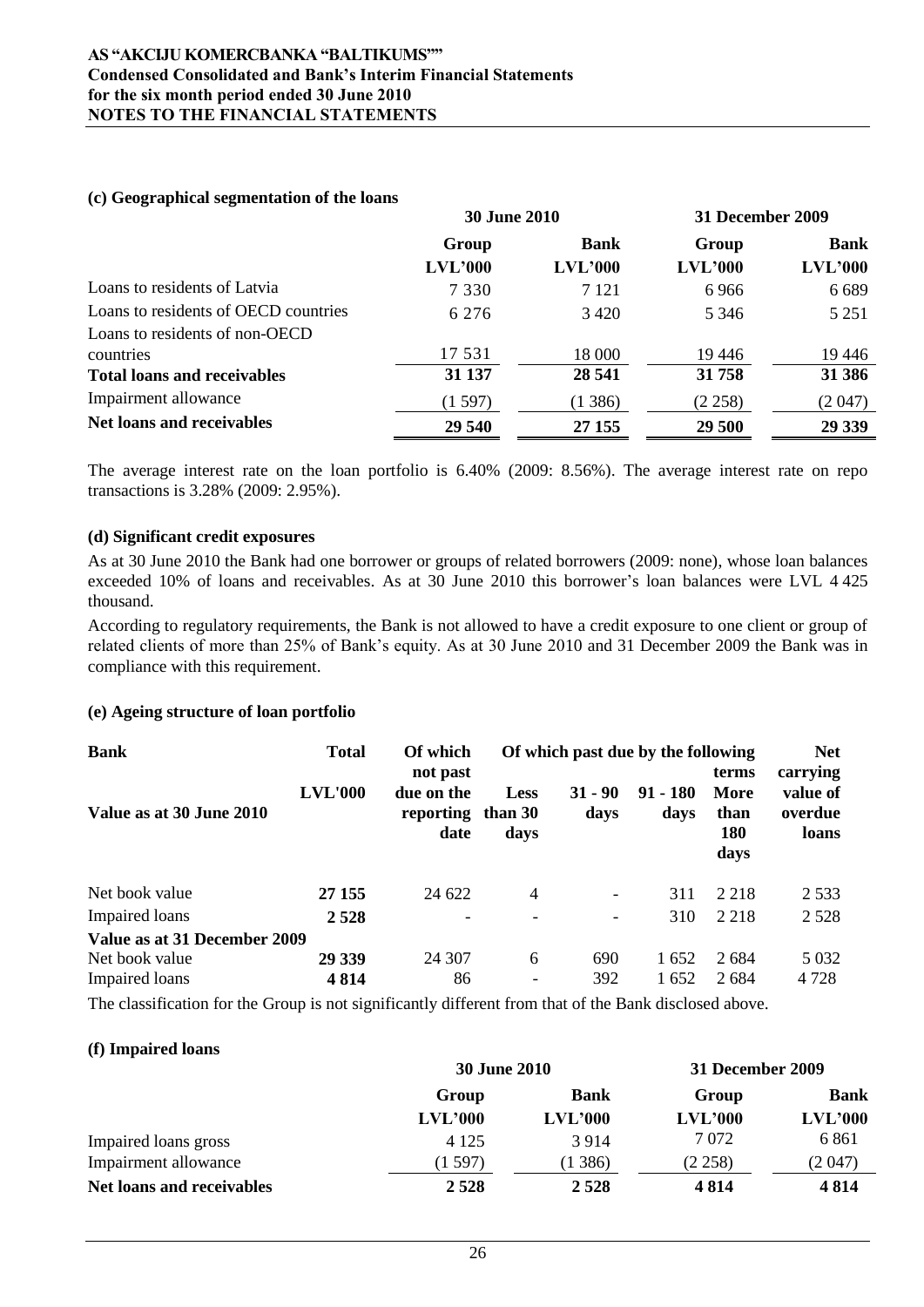### (c) Geographical segmentation of the loans

| | 30 June 2010 | | 31 December 2009 | |
|---|---|---|---|---|
| | Group | Bank | Group | Bank |
| | LVL'000 | LVL'000 | LVL'000 | LVL'000 |
| Loans to residents of Latvia | 7 330 | 7 121 | 6 966 | 6 689 |
| Loans to residents of OECD countries | 6 276 | 3 420 | 5 346 | 5 251 |
| Loans to residents of non-OECD countries | 17 531 | 18 000 | 19 446 | 19 446 |
| **Total loans and receivables** | **31 137** | **28 541** | **31 758** | **31 386** |
| Impairment allowance | (1 597) | (1 386) | (2 258) | (2 047) |
| **Net loans and receivables** | **29 540** | **27 155** | **29 500** | **29 339** |

The average interest rate on the loan portfolio is 6.40% (2009: 8.56%). The average interest rate on repo transactions is 3.28% (2009: 2.95%).

### (d) Significant credit exposures

As at 30 June 2010 the Bank had one borrower or groups of related borrowers (2009: none), whose loan balances exceeded 10% of loans and receivables. As at 30 June 2010 this borrower's loan balances were LVL 4 425 thousand.

According to regulatory requirements, the Bank is not allowed to have a credit exposure to one client or group of related clients of more than 25% of Bank's equity. As at 30 June 2010 and 31 December 2009 the Bank was in compliance with this requirement.

### (e) Ageing structure of loan portfolio

| **Bank** | **Total** | **Of which not past due on the reporting date** | **Of which past due by the following terms** | | | | **Net carrying value of overdue loans** |
|---|---|---|---|---|---|---|---|
| **Value as at 30 June 2010** | **LVL'000** | | **Less than 30 days** | **31 - 90 days** | **91 - 180 days** | **More than 180 days** | |
| Net book value | **27 155** | 24 622 | 4 | - | 311 | 2 218 | 2 533 |
| Impaired loans | **2 528** | - | - | - | 310 | 2 218 | 2 528 |
| **Value as at 31 December 2009** | | | | | | | |
| Net book value | **29 339** | 24 307 | 6 | 690 | 1 652 | 2 684 | 5 032 |
| Impaired loans | **4 814** | 86 | - | 392 | 1 652 | 2 684 | 4 728 |

The classification for the Group is not significantly different from that of the Bank disclosed above.

### (f) Impaired loans

| | 30 June 2010 | | 31 December 2009 | |
|---|---|---|---|---|
| | Group | Bank | Group | Bank |
| | LVL'000 | LVL'000 | LVL'000 | LVL'000 |
| Impaired loans gross | 4 125 | 3 914 | 7 072 | 6 861 |
| Impairment allowance | (1 597) | (1 386) | (2 258) | (2 047) |
| **Net loans and receivables** | **2 528** | **2 528** | **4 814** | **4 814** |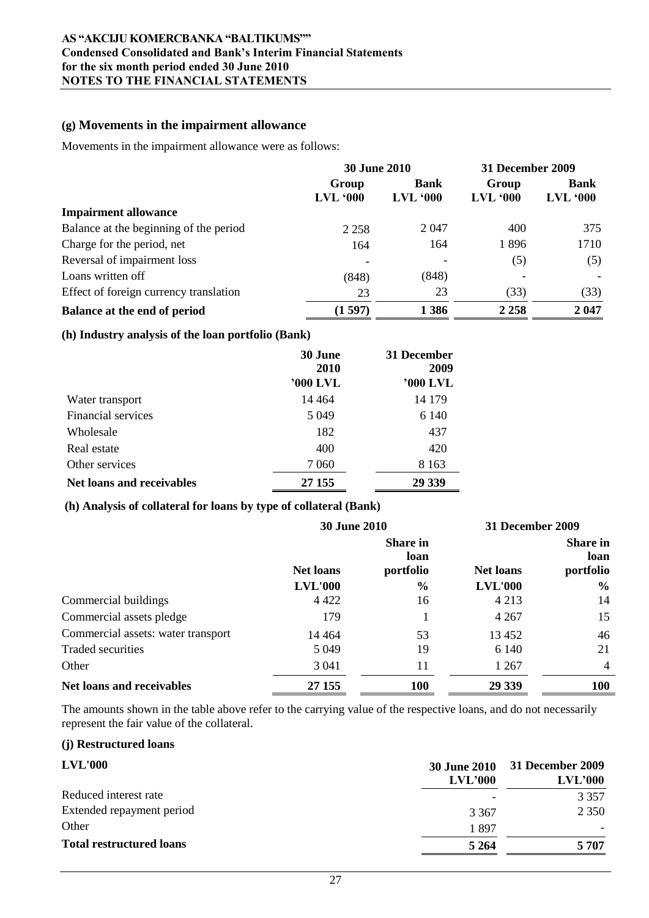## (g) Movements in the impairment allowance

Movements in the impairment allowance were as follows:

| | 30 June 2010 | | 31 December 2009 | |
|---|---|---|---|---|
| | Group LVL '000 | Bank LVL '000 | Group LVL '000 | Bank LVL '000 |
| **Impairment allowance** | | | | |
| Balance at the beginning of the period | 2 258 | 2 047 | 400 | 375 |
| Charge for the period, net | 164 | 164 | 1 896 | 1710 |
| Reversal of impairment loss | - | - | (5) | (5) |
| Loans written off | (848) | (848) | - | - |
| Effect of foreign currency translation | 23 | 23 | (33) | (33) |
| **Balance at the end of period** | **(1 597)** | **1 386** | **2 258** | **2 047** |

### (h) Industry analysis of the loan portfolio (Bank)

| | 30 June 2010 '000 LVL | 31 December 2009 '000 LVL |
|---|---|---|
| Water transport | 14 464 | 14 179 |
| Financial services | 5 049 | 6 140 |
| Wholesale | 182 | 437 |
| Real estate | 400 | 420 |
| Other services | 7 060 | 8 163 |
| **Net loans and receivables** | **27 155** | **29 339** |

### (h) Analysis of collateral for loans by type of collateral (Bank)

| | 30 June 2010 | | 31 December 2009 | |
|---|---|---|---|---|
| | Net loans | Share in loan portfolio | Net loans | Share in loan portfolio |
| | LVL'000 | % | LVL'000 | % |
| Commercial buildings | 4 422 | 16 | 4 213 | 14 |
| Commercial assets pledge | 179 | 1 | 4 267 | 15 |
| Commercial assets: water transport | 14 464 | 53 | 13 452 | 46 |
| Traded securities | 5 049 | 19 | 6 140 | 21 |
| Other | 3 041 | 11 | 1 267 | 4 |
| **Net loans and receivables** | **27 155** | **100** | **29 339** | **100** |

The amounts shown in the table above refer to the carrying value of the respective loans, and do not necessarily represent the fair value of the collateral.

### (j) Restructured loans

| LVL'000 | 30 June 2010 LVL'000 | 31 December 2009 LVL'000 |
|---|---|---|
| Reduced interest rate | - | 3 357 |
| Extended repayment period | 3 367 | 2 350 |
| Other | 1 897 | - |
| **Total restructured loans** | **5 264** | **5 707** |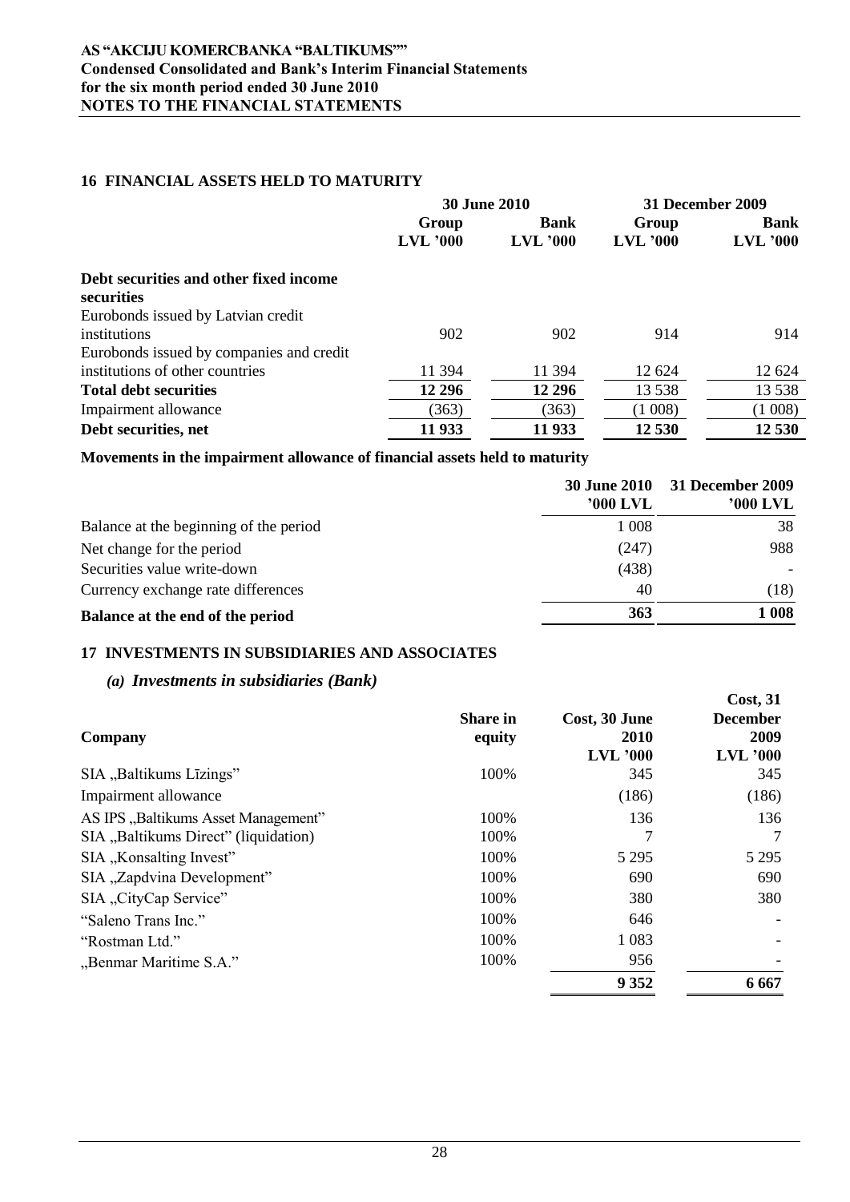## 16 FINANCIAL ASSETS HELD TO MATURITY

| | 30 June 2010 | | 31 December 2009 | |
|---|---|---|---|---|
| | Group LVL '000 | Bank LVL '000 | Group LVL '000 | Bank LVL '000 |
| **Debt securities and other fixed income securities** | | | | |
| Eurobonds issued by Latvian credit institutions | 902 | 902 | 914 | 914 |
| Eurobonds issued by companies and credit institutions of other countries | 11 394 | 11 394 | 12 624 | 12 624 |
| **Total debt securities** | **12 296** | **12 296** | 13 538 | 13 538 |
| Impairment allowance | (363) | (363) | (1 008) | (1 008) |
| **Debt securities, net** | **11 933** | **11 933** | **12 530** | **12 530** |

**Movements in the impairment allowance of financial assets held to maturity**

| | 30 June 2010 '000 LVL | 31 December 2009 '000 LVL |
|---|---|---|
| Balance at the beginning of the period | 1 008 | 38 |
| Net change for the period | (247) | 988 |
| Securities value write-down | (438) | - |
| Currency exchange rate differences | 40 | (18) |
| **Balance at the end of the period** | **363** | **1 008** |

## 17 INVESTMENTS IN SUBSIDIARIES AND ASSOCIATES

### *(a) Investments in subsidiaries (Bank)*

| Company | Share in equity | Cost, 30 June 2010 LVL '000 | Cost, 31 December 2009 LVL '000 |
|---|---|---|---|
| SIA „Baltikums Līzings" | 100% | 345 | 345 |
| Impairment allowance | | (186) | (186) |
| AS IPS „Baltikums Asset Management" | 100% | 136 | 136 |
| SIA „Baltikums Direct" (liquidation) | 100% | 7 | 7 |
| SIA „Konsalting Invest" | 100% | 5 295 | 5 295 |
| SIA „Zapdvina Development" | 100% | 690 | 690 |
| SIA „CityCap Service" | 100% | 380 | 380 |
| "Saleno Trans Inc." | 100% | 646 | - |
| "Rostman Ltd." | 100% | 1 083 | - |
| „Benmar Maritime S.A." | 100% | 956 | - |
| | | **9 352** | **6 667** |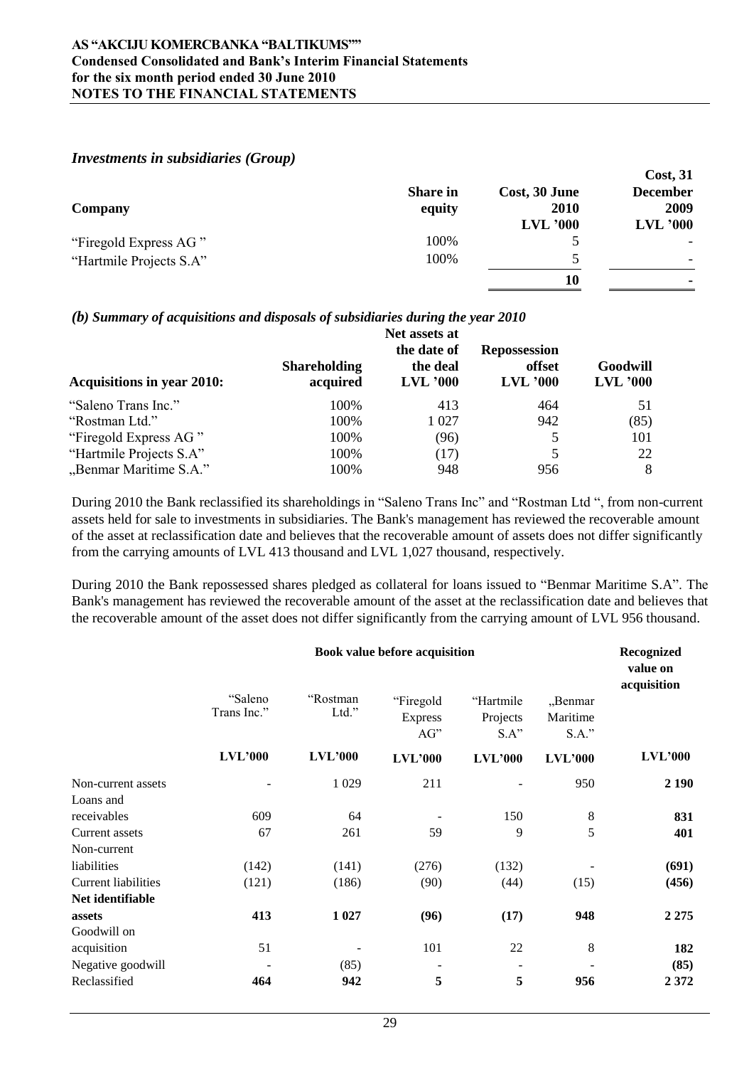### *Investments in subsidiaries (Group)*

| Company | Share in equity | Cost, 30 June 2010 LVL '000 | Cost, 31 December 2009 LVL '000 |
|---|---|---|---|
| "Firegold Express AG " | 100% | 5 | - |
| "Hartmile Projects S.A" | 100% | 5 | - |
| | | **10** | **-** |

### *(b) Summary of acquisitions and disposals of subsidiaries during the year 2010*

| Acquisitions in year 2010: | Shareholding acquired | Net assets at the date of the deal LVL '000 | Repossession offset LVL '000 | Goodwill LVL '000 |
|---|---|---|---|---|
| "Saleno Trans Inc." | 100% | 413 | 464 | 51 |
| "Rostman Ltd." | 100% | 1 027 | 942 | (85) |
| "Firegold Express AG " | 100% | (96) | 5 | 101 |
| "Hartmile Projects S.A" | 100% | (17) | 5 | 22 |
| „Benmar Maritime S.A." | 100% | 948 | 956 | 8 |

During 2010 the Bank reclassified its shareholdings in "Saleno Trans Inc" and "Rostman Ltd ", from non-current assets held for sale to investments in subsidiaries. The Bank's management has reviewed the recoverable amount of the asset at reclassification date and believes that the recoverable amount of assets does not differ significantly from the carrying amounts of LVL 413 thousand and LVL 1,027 thousand, respectively.

During 2010 the Bank repossessed shares pledged as collateral for loans issued to "Benmar Maritime S.A". The Bank's management has reviewed the recoverable amount of the asset at the reclassification date and believes that the recoverable amount of the asset does not differ significantly from the carrying amount of LVL 956 thousand.

| | **Book value before acquisition** | | | | | **Recognized value on acquisition** |
|---|---|---|---|---|---|---|
| | "Saleno Trans Inc." | "Rostman Ltd." | "Firegold Express AG" | "Hartmile Projects S.A" | „Benmar Maritime S.A." | |
| | **LVL'000** | **LVL'000** | **LVL'000** | **LVL'000** | **LVL'000** | **LVL'000** |
| Non-current assets | - | 1 029 | 211 | - | 950 | **2 190** |
| Loans and receivables | 609 | 64 | - | 150 | 8 | **831** |
| Current assets | 67 | 261 | 59 | 9 | 5 | **401** |
| Non-current liabilities | (142) | (141) | (276) | (132) | - | **(691)** |
| Current liabilities | (121) | (186) | (90) | (44) | (15) | **(456)** |
| **Net identifiable assets** | **413** | **1 027** | **(96)** | **(17)** | **948** | **2 275** |
| Goodwill on acquisition | 51 | - | 101 | 22 | 8 | **182** |
| Negative goodwill | - | (85) | - | - | - | **(85)** |
| Reclassified | **464** | **942** | **5** | **5** | **956** | **2 372** |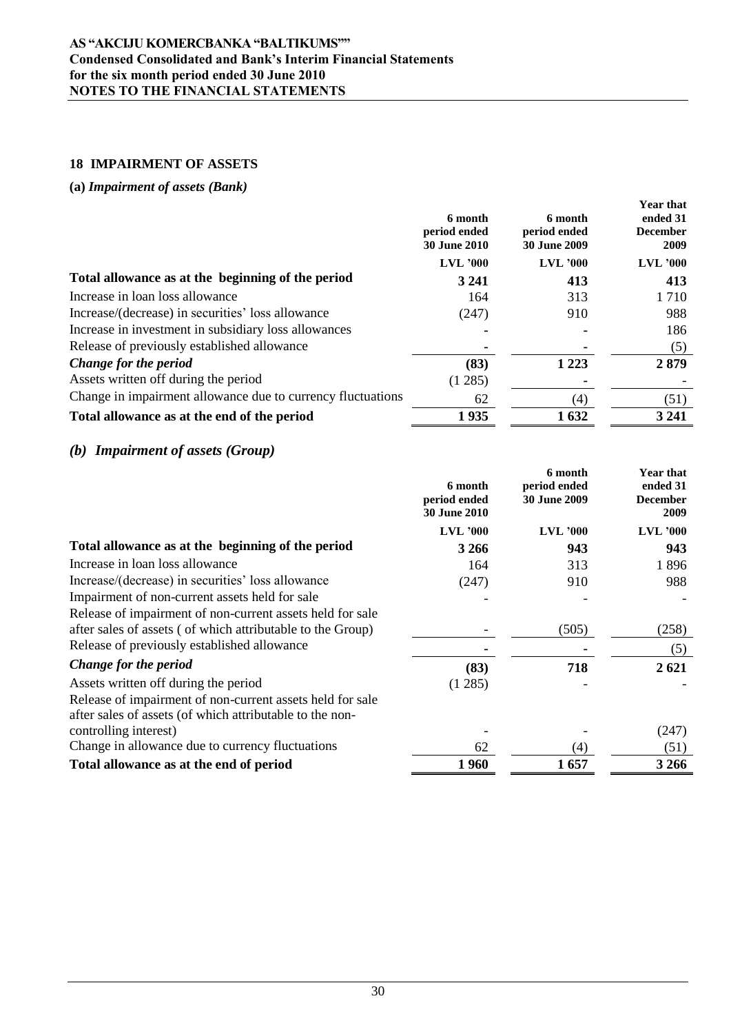## 18 IMPAIRMENT OF ASSETS

**(a)** ***Impairment of assets (Bank)***

| | 6 month period ended 30 June 2010 | 6 month period ended 30 June 2009 | Year that ended 31 December 2009 |
|---|---|---|---|
| | LVL '000 | LVL '000 | LVL '000 |
| **Total allowance as at the beginning of the period** | **3 241** | **413** | **413** |
| Increase in loan loss allowance | 164 | 313 | 1 710 |
| Increase/(decrease) in securities' loss allowance | (247) | 910 | 988 |
| Increase in investment in subsidiary loss allowances | - | - | 186 |
| Release of previously established allowance | - | - | (5) |
| ***Change for the period*** | **(83)** | **1 223** | **2 879** |
| Assets written off during the period | (1 285) | - | - |
| Change in impairment allowance due to currency fluctuations | 62 | (4) | (51) |
| **Total allowance as at the end of the period** | **1 935** | **1 632** | **3 241** |

***(b) Impairment of assets (Group)***

| | 6 month period ended 30 June 2010 | 6 month period ended 30 June 2009 | Year that ended 31 December 2009 |
|---|---|---|---|
| | LVL '000 | LVL '000 | LVL '000 |
| **Total allowance as at the beginning of the period** | **3 266** | **943** | **943** |
| Increase in loan loss allowance | 164 | 313 | 1 896 |
| Increase/(decrease) in securities' loss allowance | (247) | 910 | 988 |
| Impairment of non-current assets held for sale | - | - | - |
| Release of impairment of non-current assets held for sale after sales of assets ( of which attributable to the Group) | - | (505) | (258) |
| Release of previously established allowance | - | - | (5) |
| ***Change for the period*** | **(83)** | **718** | **2 621** |
| Assets written off during the period | (1 285) | - | - |
| Release of impairment of non-current assets held for sale after sales of assets (of which attributable to the non-controlling interest) | - | - | (247) |
| Change in allowance due to currency fluctuations | 62 | (4) | (51) |
| **Total allowance as at the end of period** | **1 960** | **1 657** | **3 266** |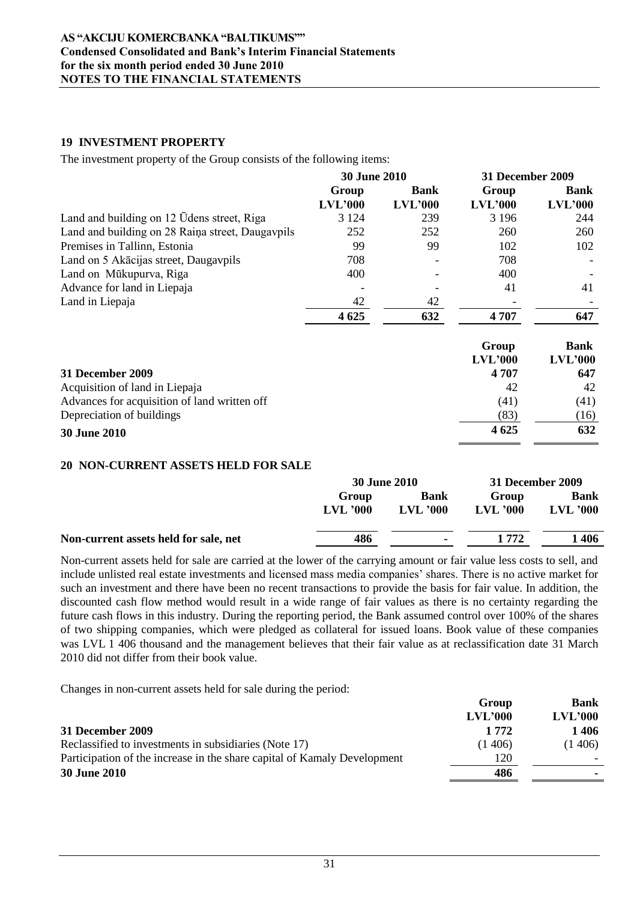## 19 INVESTMENT PROPERTY

The investment property of the Group consists of the following items:

| | 30 June 2010 | | 31 December 2009 | |
|---|---|---|---|---|
| | Group | Bank | Group | Bank |
| | LVL'000 | LVL'000 | LVL'000 | LVL'000 |
| Land and building on 12 Ūdens street, Riga | 3 124 | 239 | 3 196 | 244 |
| Land and building on 28 Raiņa street, Daugavpils | 252 | 252 | 260 | 260 |
| Premises in Tallinn, Estonia | 99 | 99 | 102 | 102 |
| Land on 5 Akācijas street, Daugavpils | 708 | - | 708 | - |
| Land on Mūkupurva, Riga | 400 | - | 400 | - |
| Advance for land in Liepaja | - | - | 41 | 41 |
| Land in Liepaja | 42 | 42 | - | - |
| | **4 625** | **632** | **4 707** | **647** |

| | Group | Bank |
|---|---|---|
| | LVL'000 | LVL'000 |
| **31 December 2009** | **4 707** | **647** |
| Acquisition of land in Liepaja | 42 | 42 |
| Advances for acquisition of land written off | (41) | (41) |
| Depreciation of buildings | (83) | (16) |
| **30 June 2010** | **4 625** | **632** |

## 20 NON-CURRENT ASSETS HELD FOR SALE

| | 30 June 2010 | | 31 December 2009 | |
|---|---|---|---|---|
| | Group | Bank | Group | Bank |
| | LVL '000 | LVL '000 | LVL '000 | LVL '000 |
| **Non-current assets held for sale, net** | **486** | **-** | **1 772** | **1 406** |

Non-current assets held for sale are carried at the lower of the carrying amount or fair value less costs to sell, and include unlisted real estate investments and licensed mass media companies' shares. There is no active market for such an investment and there have been no recent transactions to provide the basis for fair value. In addition, the discounted cash flow method would result in a wide range of fair values as there is no certainty regarding the future cash flows in this industry. During the reporting period, the Bank assumed control over 100% of the shares of two shipping companies, which were pledged as collateral for issued loans. Book value of these companies was LVL 1 406 thousand and the management believes that their fair value as at reclassification date 31 March 2010 did not differ from their book value.

Changes in non-current assets held for sale during the period:

| | Group | Bank |
|---|---|---|
| | LVL'000 | LVL'000 |
| **31 December 2009** | **1 772** | **1 406** |
| Reclassified to investments in subsidiaries (Note 17) | (1 406) | (1 406) |
| Participation of the increase in the share capital of Kamaly Development | 120 | - |
| **30 June 2010** | **486** | **-** |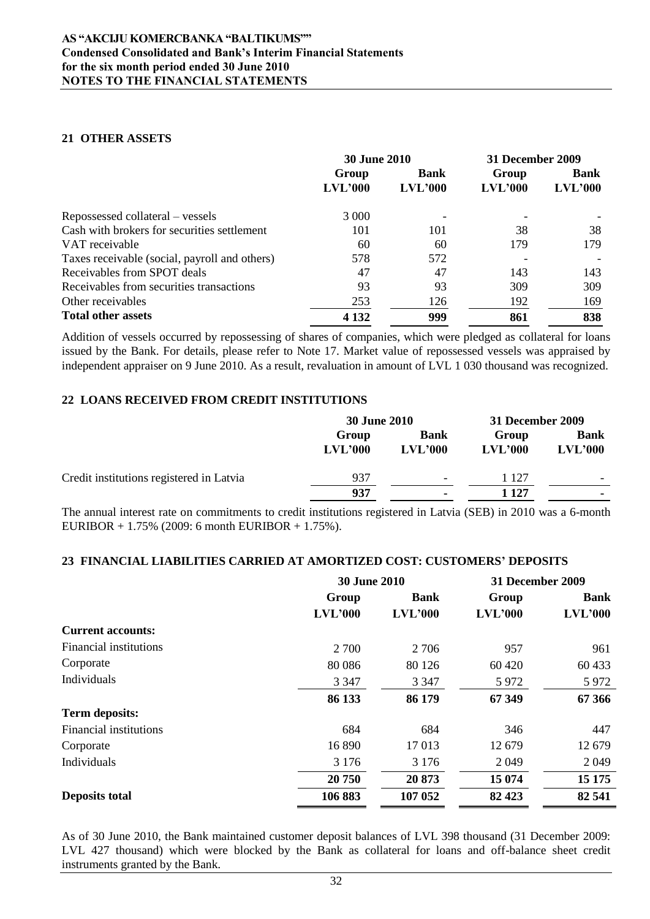## 21 OTHER ASSETS

| | 30 June 2010 | | 31 December 2009 | |
|---|---|---|---|---|
| | Group LVL'000 | Bank LVL'000 | Group LVL'000 | Bank LVL'000 |
| Repossessed collateral – vessels | 3 000 | - | - | - |
| Cash with brokers for securities settlement | 101 | 101 | 38 | 38 |
| VAT receivable | 60 | 60 | 179 | 179 |
| Taxes receivable (social, payroll and others) | 578 | 572 | - | - |
| Receivables from SPOT deals | 47 | 47 | 143 | 143 |
| Receivables from securities transactions | 93 | 93 | 309 | 309 |
| Other receivables | 253 | 126 | 192 | 169 |
| **Total other assets** | **4 132** | **999** | **861** | **838** |

Addition of vessels occurred by repossessing of shares of companies, which were pledged as collateral for loans issued by the Bank. For details, please refer to Note 17. Market value of repossessed vessels was appraised by independent appraiser on 9 June 2010. As a result, revaluation in amount of LVL 1 030 thousand was recognized.

## 22 LOANS RECEIVED FROM CREDIT INSTITUTIONS

| | 30 June 2010 | | 31 December 2009 | |
|---|---|---|---|---|
| | Group LVL'000 | Bank LVL'000 | Group LVL'000 | Bank LVL'000 |
| Credit institutions registered in Latvia | 937 | - | 1 127 | - |
| | **937** | **-** | **1 127** | **-** |

The annual interest rate on commitments to credit institutions registered in Latvia (SEB) in 2010 was a 6-month EURIBOR + 1.75% (2009: 6 month EURIBOR + 1.75%).

## 23 FINANCIAL LIABILITIES CARRIED AT AMORTIZED COST: CUSTOMERS' DEPOSITS

| | 30 June 2010 | | 31 December 2009 | |
|---|---|---|---|---|
| | Group LVL'000 | Bank LVL'000 | Group LVL'000 | Bank LVL'000 |
| **Current accounts:** | | | | |
| Financial institutions | 2 700 | 2 706 | 957 | 961 |
| Corporate | 80 086 | 80 126 | 60 420 | 60 433 |
| Individuals | 3 347 | 3 347 | 5 972 | 5 972 |
| | **86 133** | **86 179** | **67 349** | **67 366** |
| **Term deposits:** | | | | |
| Financial institutions | 684 | 684 | 346 | 447 |
| Corporate | 16 890 | 17 013 | 12 679 | 12 679 |
| Individuals | 3 176 | 3 176 | 2 049 | 2 049 |
| | **20 750** | **20 873** | **15 074** | **15 175** |
| **Deposits total** | **106 883** | **107 052** | **82 423** | **82 541** |

As of 30 June 2010, the Bank maintained customer deposit balances of LVL 398 thousand (31 December 2009: LVL 427 thousand) which were blocked by the Bank as collateral for loans and off-balance sheet credit instruments granted by the Bank.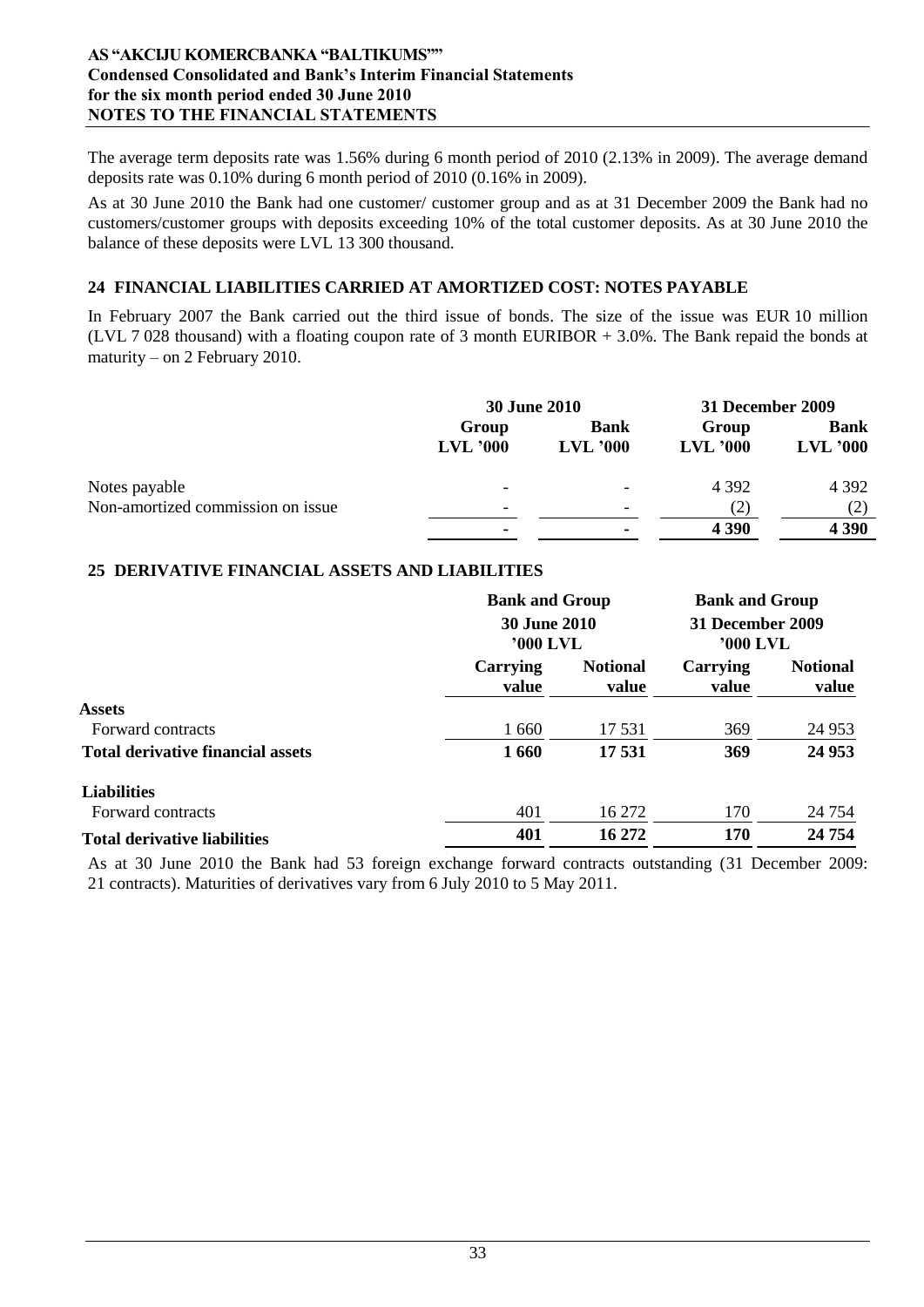The average term deposits rate was 1.56% during 6 month period of 2010 (2.13% in 2009). The average demand deposits rate was 0.10% during 6 month period of 2010 (0.16% in 2009).

As at 30 June 2010 the Bank had one customer/ customer group and as at 31 December 2009 the Bank had no customers/customer groups with deposits exceeding 10% of the total customer deposits. As at 30 June 2010 the balance of these deposits were LVL 13 300 thousand.

## 24 FINANCIAL LIABILITIES CARRIED AT AMORTIZED COST: NOTES PAYABLE

In February 2007 the Bank carried out the third issue of bonds. The size of the issue was EUR 10 million (LVL 7 028 thousand) with a floating coupon rate of 3 month EURIBOR + 3.0%. The Bank repaid the bonds at maturity – on 2 February 2010.

| | 30 June 2010 | | 31 December 2009 | |
|---|---|---|---|---|
| | Group LVL '000 | Bank LVL '000 | Group LVL '000 | Bank LVL '000 |
| Notes payable | - | - | 4 392 | 4 392 |
| Non-amortized commission on issue | - | - | (2) | (2) |
| | **-** | **-** | **4 390** | **4 390** |

## 25 DERIVATIVE FINANCIAL ASSETS AND LIABILITIES

| | Bank and Group 30 June 2010 '000 LVL | | Bank and Group 31 December 2009 '000 LVL | |
|---|---|---|---|---|
| | Carrying value | Notional value | Carrying value | Notional value |
| **Assets** | | | | |
| Forward contracts | 1 660 | 17 531 | 369 | 24 953 |
| **Total derivative financial assets** | **1 660** | **17 531** | **369** | **24 953** |
| **Liabilities** | | | | |
| Forward contracts | 401 | 16 272 | 170 | 24 754 |
| **Total derivative liabilities** | **401** | **16 272** | **170** | **24 754** |

As at 30 June 2010 the Bank had 53 foreign exchange forward contracts outstanding (31 December 2009: 21 contracts). Maturities of derivatives vary from 6 July 2010 to 5 May 2011.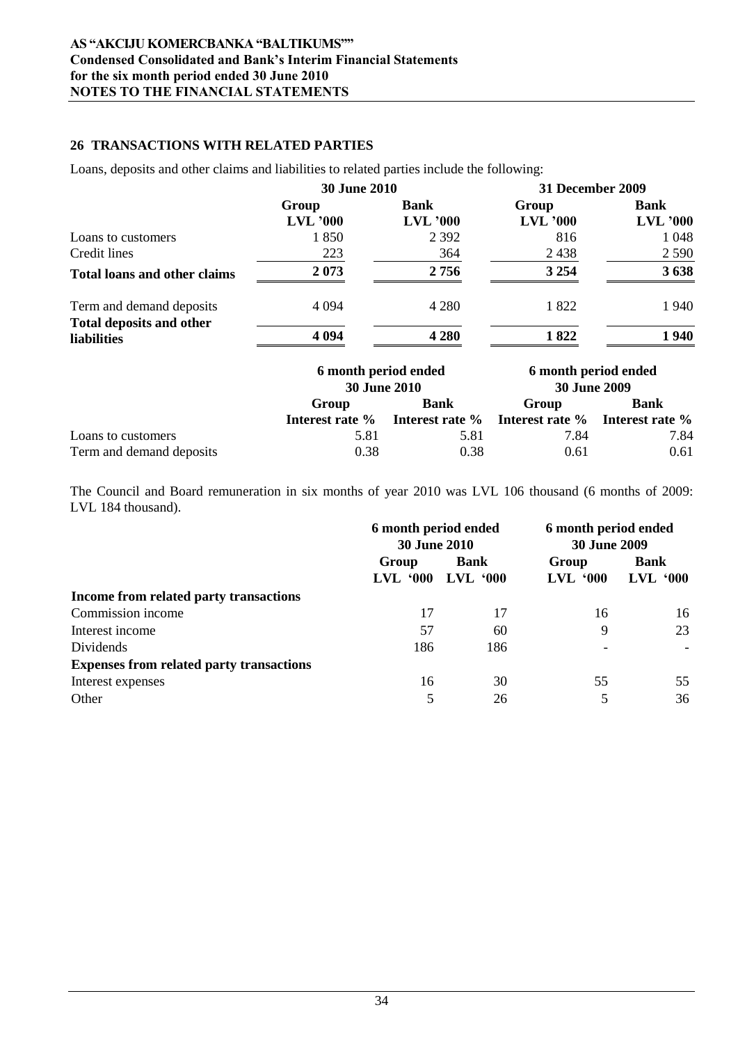## 26 TRANSACTIONS WITH RELATED PARTIES

Loans, deposits and other claims and liabilities to related parties include the following:

| | 30 June 2010 | | 31 December 2009 | |
|---|---|---|---|---|
| | Group LVL '000 | Bank LVL '000 | Group LVL '000 | Bank LVL '000 |
| Loans to customers | 1 850 | 2 392 | 816 | 1 048 |
| Credit lines | 223 | 364 | 2 438 | 2 590 |
| **Total loans and other claims** | **2 073** | **2 756** | **3 254** | **3 638** |
| Term and demand deposits | 4 094 | 4 280 | 1 822 | 1 940 |
| **Total deposits and other liabilities** | **4 094** | **4 280** | **1 822** | **1 940** |

| | 6 month period ended 30 June 2010 | | 6 month period ended 30 June 2009 | |
|---|---|---|---|---|
| | Group Interest rate % | Bank Interest rate % | Group Interest rate % | Bank Interest rate % |
| Loans to customers | 5.81 | 5.81 | 7.84 | 7.84 |
| Term and demand deposits | 0.38 | 0.38 | 0.61 | 0.61 |

The Council and Board remuneration in six months of year 2010 was LVL 106 thousand (6 months of 2009: LVL 184 thousand).

| | 6 month period ended 30 June 2010 | | 6 month period ended 30 June 2009 | |
|---|---|---|---|---|
| | Group LVL '000 | Bank LVL '000 | Group LVL '000 | Bank LVL '000 |
| **Income from related party transactions** | | | | |
| Commission income | 17 | 17 | 16 | 16 |
| Interest income | 57 | 60 | 9 | 23 |
| Dividends | 186 | 186 | - | - |
| **Expenses from related party transactions** | | | | |
| Interest expenses | 16 | 30 | 55 | 55 |
| Other | 5 | 26 | 5 | 36 |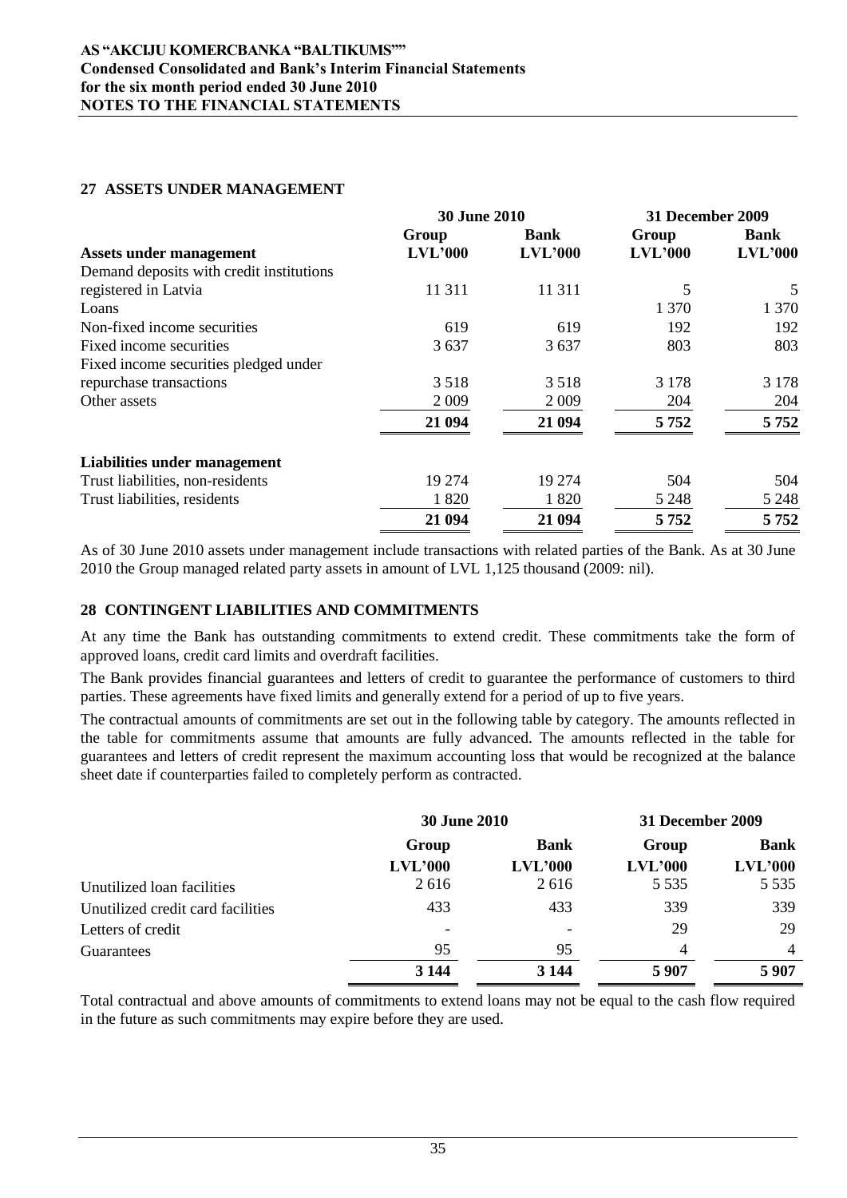## 27 ASSETS UNDER MANAGEMENT

| | 30 June 2010 | | 31 December 2009 | |
|---|---|---|---|---|
| | Group | Bank | Group | Bank |
| **Assets under management** | LVL'000 | LVL'000 | LVL'000 | LVL'000 |
| Demand deposits with credit institutions registered in Latvia | 11 311 | 11 311 | 5 | 5 |
| Loans | | | 1 370 | 1 370 |
| Non-fixed income securities | 619 | 619 | 192 | 192 |
| Fixed income securities | 3 637 | 3 637 | 803 | 803 |
| Fixed income securities pledged under repurchase transactions | 3 518 | 3 518 | 3 178 | 3 178 |
| Other assets | 2 009 | 2 009 | 204 | 204 |
| | **21 094** | **21 094** | **5 752** | **5 752** |
| **Liabilities under management** | | | | |
| Trust liabilities, non-residents | 19 274 | 19 274 | 504 | 504 |
| Trust liabilities, residents | 1 820 | 1 820 | 5 248 | 5 248 |
| | **21 094** | **21 094** | **5 752** | **5 752** |

As of 30 June 2010 assets under management include transactions with related parties of the Bank. As at 30 June 2010 the Group managed related party assets in amount of LVL 1,125 thousand (2009: nil).

## 28 CONTINGENT LIABILITIES AND COMMITMENTS

At any time the Bank has outstanding commitments to extend credit. These commitments take the form of approved loans, credit card limits and overdraft facilities.

The Bank provides financial guarantees and letters of credit to guarantee the performance of customers to third parties. These agreements have fixed limits and generally extend for a period of up to five years.

The contractual amounts of commitments are set out in the following table by category. The amounts reflected in the table for commitments assume that amounts are fully advanced. The amounts reflected in the table for guarantees and letters of credit represent the maximum accounting loss that would be recognized at the balance sheet date if counterparties failed to completely perform as contracted.

| | 30 June 2010 | | 31 December 2009 | |
|---|---|---|---|---|
| | Group | Bank | Group | Bank |
| | LVL'000 | LVL'000 | LVL'000 | LVL'000 |
| Unutilized loan facilities | 2 616 | 2 616 | 5 535 | 5 535 |
| Unutilized credit card facilities | 433 | 433 | 339 | 339 |
| Letters of credit | - | - | 29 | 29 |
| Guarantees | 95 | 95 | 4 | 4 |
| | **3 144** | **3 144** | **5 907** | **5 907** |

Total contractual and above amounts of commitments to extend loans may not be equal to the cash flow required in the future as such commitments may expire before they are used.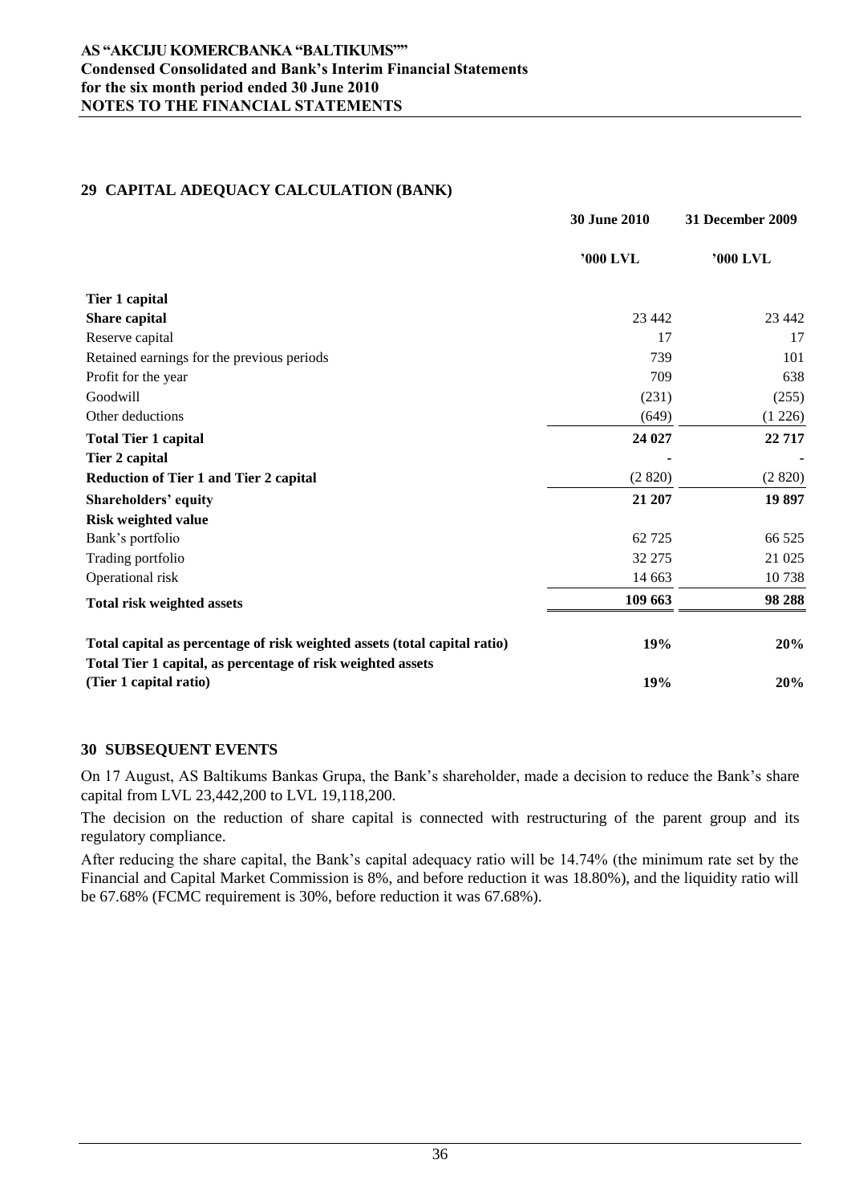## 29 CAPITAL ADEQUACY CALCULATION (BANK)

| | 30 June 2010 | 31 December 2009 |
|---|---|---|
| | '000 LVL | '000 LVL |
| **Tier 1 capital** | | |
| **Share capital** | 23 442 | 23 442 |
| Reserve capital | 17 | 17 |
| Retained earnings for the previous periods | 739 | 101 |
| Profit for the year | 709 | 638 |
| Goodwill | (231) | (255) |
| Other deductions | (649) | (1 226) |
| **Total Tier 1 capital** | **24 027** | **22 717** |
| **Tier 2 capital** | - | - |
| **Reduction of Tier 1 and Tier 2 capital** | (2 820) | (2 820) |
| **Shareholders' equity** | **21 207** | **19 897** |
| **Risk weighted value** | | |
| Bank's portfolio | 62 725 | 66 525 |
| Trading portfolio | 32 275 | 21 025 |
| Operational risk | 14 663 | 10 738 |
| **Total risk weighted assets** | **109 663** | **98 288** |
| **Total capital as percentage of risk weighted assets (total capital ratio)** | **19%** | **20%** |
| **Total Tier 1 capital, as percentage of risk weighted assets (Tier 1 capital ratio)** | **19%** | **20%** |

## 30 SUBSEQUENT EVENTS

On 17 August, AS Baltikums Bankas Grupa, the Bank's shareholder, made a decision to reduce the Bank's share capital from LVL 23,442,200 to LVL 19,118,200.

The decision on the reduction of share capital is connected with restructuring of the parent group and its regulatory compliance.

After reducing the share capital, the Bank's capital adequacy ratio will be 14.74% (the minimum rate set by the Financial and Capital Market Commission is 8%, and before reduction it was 18.80%), and the liquidity ratio will be 67.68% (FCMC requirement is 30%, before reduction it was 67.68%).